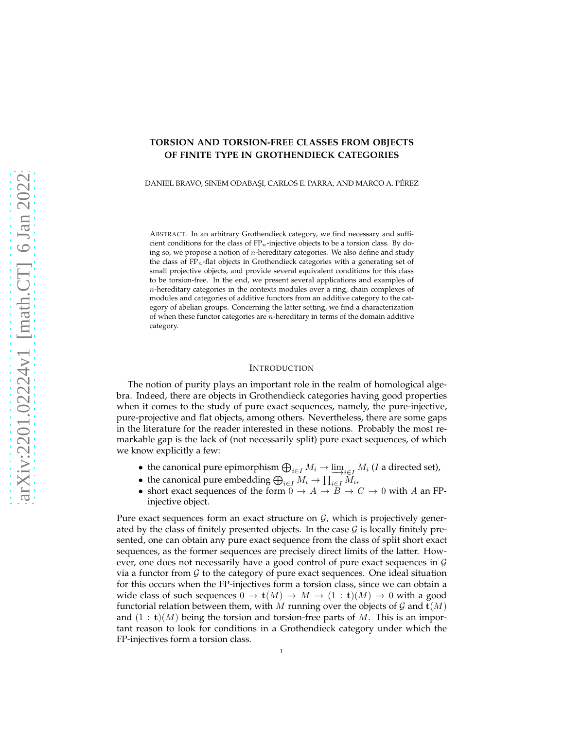# TORSION AND TORSION-FREE CLASSES FROM OBJECTS OF FINITE TYPE IN GROTHENDIECK CATEGORIES

DANIEL BRAVO, SINEM ODABAŞI, CARLOS E. PARRA, AND MARCO A. PÉREZ

ABSTRACT. In an arbitrary Grothendieck category, we find necessary and sufficient conditions for the class of $\mathrm{FP}_n$-injective objects to be a torsion class. By doing so, we propose a notion of $n$-hereditary categories. We also define and study the class of $\mathrm{FP}_n$-flat objects in Grothendieck categories with a generating set of small projective objects, and provide several equivalent conditions for this class to be torsion-free. In the end, we present several applications and examples of $n$-hereditary categories in the contexts modules over a ring, chain complexes of modules and categories of additive functors from an additive category to the category of abelian groups. Concerning the latter setting, we find a characterization of when these functor categories are $n$-hereditary in terms of the domain additive category.

## INTRODUCTION

The notion of purity plays an important role in the realm of homological algebra. Indeed, there are objects in Grothendieck categories having good properties when it comes to the study of pure exact sequences, namely, the pure-injective, pure-projective and flat objects, among others. Nevertheless, there are some gaps in the literature for the reader interested in these notions. Probably the most remarkable gap is the lack of (not necessarily split) pure exact sequences, of which we know explicitly a few:

- the canonical pure epimorphism $\bigoplus_{i \in I} M_i \to \varinjlim_{i \in I} M_i$ ($I$ a directed set),
- the canonical pure embedding $\bigoplus_{i \in I} M_i \to \prod_{i \in I} M_i$,
- short exact sequences of the form $0 \to A \to B \to C \to 0$ with $A$ an FP-injective object.

Pure exact sequences form an exact structure on $\mathcal{G}$, which is projectively generated by the class of finitely presented objects. In the case $\mathcal{G}$ is locally finitely presented, one can obtain any pure exact sequence from the class of split short exact sequences, as the former sequences are precisely direct limits of the latter. However, one does not necessarily have a good control of pure exact sequences in $\mathcal{G}$ via a functor from $\mathcal{G}$ to the category of pure exact sequences. One ideal situation for this occurs when the FP-injectives form a torsion class, since we can obtain a wide class of such sequences $0 \to \mathbf{t}(M) \to M \to (1 : \mathbf{t})(M) \to 0$ with a good functorial relation between them, with $M$ running over the objects of $\mathcal{G}$ and $\mathbf{t}(M)$ and $(1 : \mathbf{t})(M)$ being the torsion and torsion-free parts of $M$. This is an important reason to look for conditions in a Grothendieck category under which the FP-injectives form a torsion class.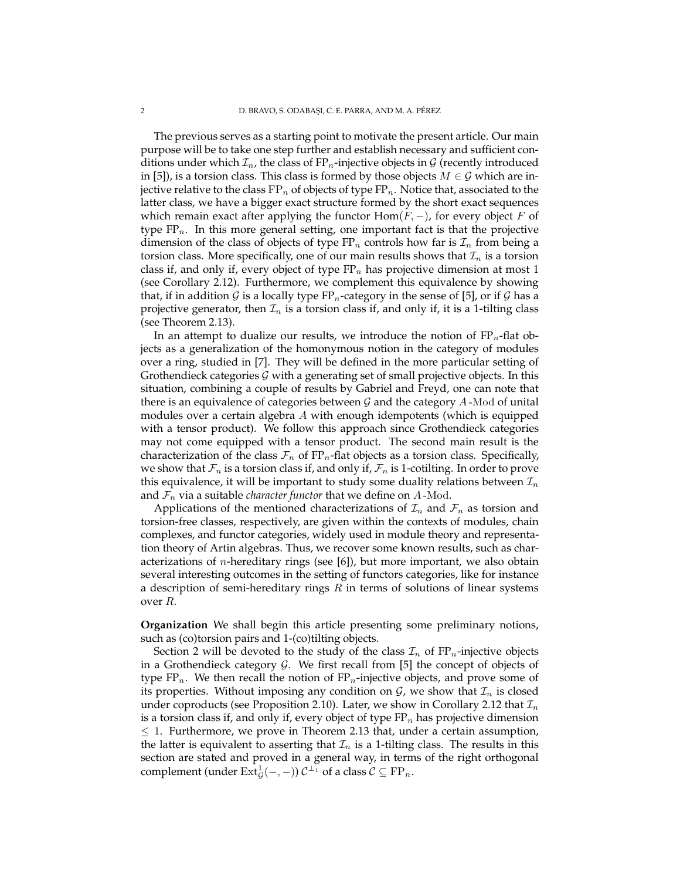The previous serves as a starting point to motivate the present article. Our main purpose will be to take one step further and establish necessary and sufficient conditions under which $\mathcal{I}_n$, the class of FP$_n$-injective objects in $\mathcal{G}$ (recently introduced in [5]), is a torsion class. This class is formed by those objects $M \in \mathcal{G}$ which are injective relative to the class $\mathrm{FP}_n$ of objects of type FP$_n$. Notice that, associated to the latter class, we have a bigger exact structure formed by the short exact sequences which remain exact after applying the functor $\mathrm{Hom}(F, -)$, for every object $F$ of type FP$_n$. In this more general setting, one important fact is that the projective dimension of the class of objects of type FP$_n$ controls how far is $\mathcal{I}_n$ from being a torsion class. More specifically, one of our main results shows that $\mathcal{I}_n$ is a torsion class if, and only if, every object of type FP$_n$ has projective dimension at most 1 (see Corollary 2.12). Furthermore, we complement this equivalence by showing that, if in addition $\mathcal{G}$ is a locally type FP$_n$-category in the sense of [5], or if $\mathcal{G}$ has a projective generator, then $\mathcal{I}_n$ is a torsion class if, and only if, it is a 1-tilting class (see Theorem 2.13).

In an attempt to dualize our results, we introduce the notion of FP$_n$-flat objects as a generalization of the homonymous notion in the category of modules over a ring, studied in [7]. They will be defined in the more particular setting of Grothendieck categories $\mathcal{G}$ with a generating set of small projective objects. In this situation, combining a couple of results by Gabriel and Freyd, one can note that there is an equivalence of categories between $\mathcal{G}$ and the category $A\text{-}\mathrm{Mod}$ of unital modules over a certain algebra $A$ with enough idempotents (which is equipped with a tensor product). We follow this approach since Grothendieck categories may not come equipped with a tensor product. The second main result is the characterization of the class $\mathcal{F}_n$ of FP$_n$-flat objects as a torsion class. Specifically, we show that $\mathcal{F}_n$ is a torsion class if, and only if, $\mathcal{F}_n$ is 1-cotilting. In order to prove this equivalence, it will be important to study some duality relations between $\mathcal{I}_n$ and $\mathcal{F}_n$ via a suitable *character functor* that we define on $A\text{-}\mathrm{Mod}$.

Applications of the mentioned characterizations of $\mathcal{I}_n$ and $\mathcal{F}_n$ as torsion and torsion-free classes, respectively, are given within the contexts of modules, chain complexes, and functor categories, widely used in module theory and representation theory of Artin algebras. Thus, we recover some known results, such as characterizations of $n$-hereditary rings (see [6]), but more important, we also obtain several interesting outcomes in the setting of functors categories, like for instance a description of semi-hereditary rings $R$ in terms of solutions of linear systems over $R$.

**Organization** We shall begin this article presenting some preliminary notions, such as (co)torsion pairs and 1-(co)tilting objects.

Section 2 will be devoted to the study of the class $\mathcal{I}_n$ of FP$_n$-injective objects in a Grothendieck category $\mathcal{G}$. We first recall from [5] the concept of objects of type FP$_n$. We then recall the notion of FP$_n$-injective objects, and prove some of its properties. Without imposing any condition on $\mathcal{G}$, we show that $\mathcal{I}_n$ is closed under coproducts (see Proposition 2.10). Later, we show in Corollary 2.12 that $\mathcal{I}_n$ is a torsion class if, and only if, every object of type FP$_n$ has projective dimension $\leq 1$. Furthermore, we prove in Theorem 2.13 that, under a certain assumption, the latter is equivalent to asserting that $\mathcal{I}_n$ is a 1-tilting class. The results in this section are stated and proved in a general way, in terms of the right orthogonal complement (under $\mathrm{Ext}^1_{\mathcal{G}}(-,-)$) $\mathcal{C}^{\perp_1}$ of a class $\mathcal{C} \subseteq \mathrm{FP}_n$.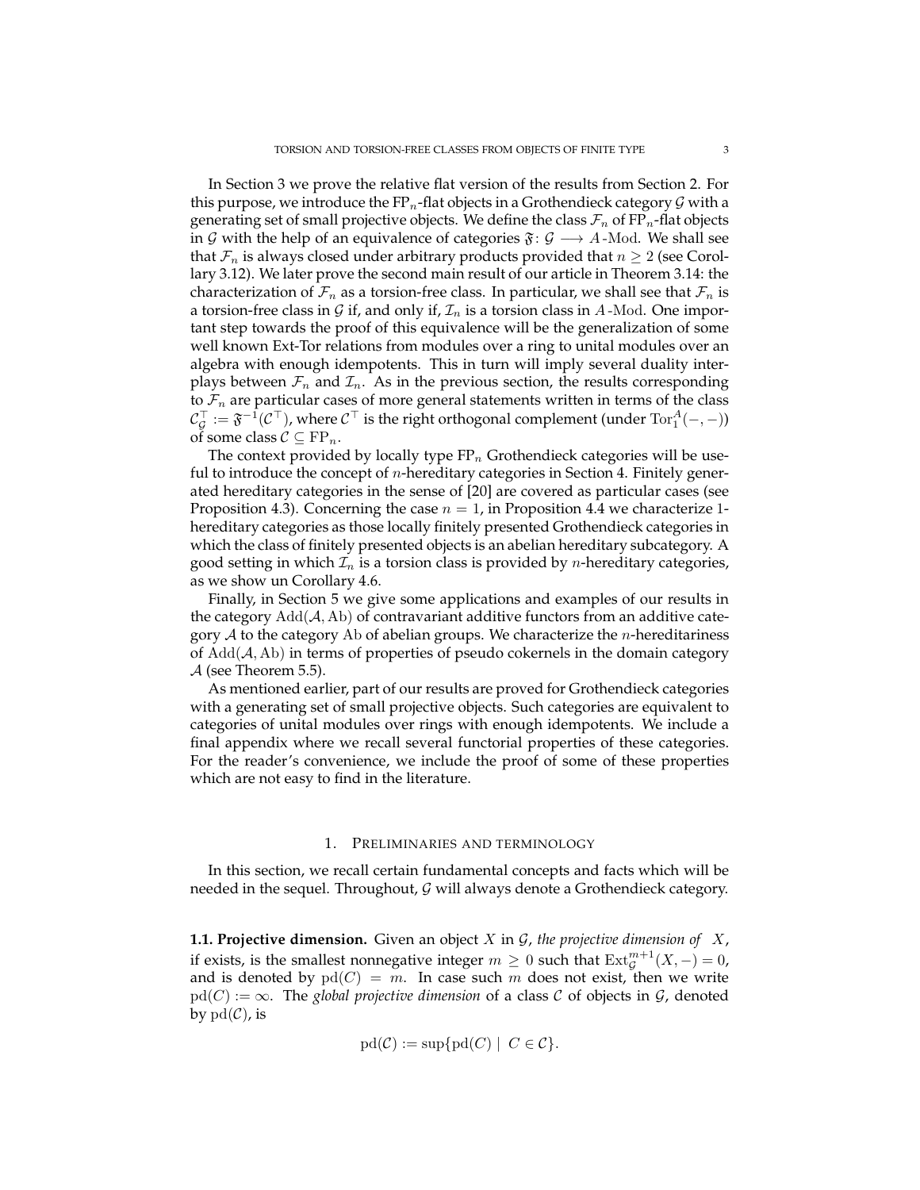In Section 3 we prove the relative flat version of the results from Section 2. For this purpose, we introduce the $\mathrm{FP}_n$-flat objects in a Grothendieck category $\mathcal{G}$ with a generating set of small projective objects. We define the class $\mathcal{F}_n$ of $\mathrm{FP}_n$-flat objects in $\mathcal{G}$ with the help of an equivalence of categories $\mathfrak{F}\colon \mathcal{G} \longrightarrow A\text{-}\mathrm{Mod}$. We shall see that $\mathcal{F}_n$ is always closed under arbitrary products provided that $n \geq 2$ (see Corollary 3.12). We later prove the second main result of our article in Theorem 3.14: the characterization of $\mathcal{F}_n$ as a torsion-free class. In particular, we shall see that $\mathcal{F}_n$ is a torsion-free class in $\mathcal{G}$ if, and only if, $\mathcal{I}_n$ is a torsion class in $A\text{-}\mathrm{Mod}$. One important step towards the proof of this equivalence will be the generalization of some well known Ext-Tor relations from modules over a ring to unital modules over an algebra with enough idempotents. This in turn will imply several duality interplays between $\mathcal{F}_n$ and $\mathcal{I}_n$. As in the previous section, the results corresponding to $\mathcal{F}_n$ are particular cases of more general statements written in terms of the class $\mathcal{C}^{\top}_{\mathcal{G}} := \mathfrak{F}^{-1}(\mathcal{C}^{\top})$, where $\mathcal{C}^{\top}$ is the right orthogonal complement (under $\mathrm{Tor}^A_1(-,-)$) of some class $\mathcal{C} \subseteq \mathrm{FP}_n$.

The context provided by locally type $\mathrm{FP}_n$ Grothendieck categories will be useful to introduce the concept of $n$-hereditary categories in Section 4. Finitely generated hereditary categories in the sense of [20] are covered as particular cases (see Proposition 4.3). Concerning the case $n = 1$, in Proposition 4.4 we characterize 1-hereditary categories as those locally finitely presented Grothendieck categories in which the class of finitely presented objects is an abelian hereditary subcategory. A good setting in which $\mathcal{I}_n$ is a torsion class is provided by $n$-hereditary categories, as we show un Corollary 4.6.

Finally, in Section 5 we give some applications and examples of our results in the category $\mathrm{Add}(\mathcal{A}, \mathrm{Ab})$ of contravariant additive functors from an additive category $\mathcal{A}$ to the category $\mathrm{Ab}$ of abelian groups. We characterize the $n$-hereditariness of $\mathrm{Add}(\mathcal{A}, \mathrm{Ab})$ in terms of properties of pseudo cokernels in the domain category $\mathcal{A}$ (see Theorem 5.5).

As mentioned earlier, part of our results are proved for Grothendieck categories with a generating set of small projective objects. Such categories are equivalent to categories of unital modules over rings with enough idempotents. We include a final appendix where we recall several functorial properties of these categories. For the reader's convenience, we include the proof of some of these properties which are not easy to find in the literature.

## 1. Preliminaries and terminology

In this section, we recall certain fundamental concepts and facts which will be needed in the sequel. Throughout, $\mathcal{G}$ will always denote a Grothendieck category.

**1.1. Projective dimension.** Given an object $X$ in $\mathcal{G}$, *the projective dimension of* $X$, if exists, is the smallest nonnegative integer $m \geq 0$ such that $\mathrm{Ext}^{m+1}_{\mathcal{G}}(X, -) = 0$, and is denoted by $\mathrm{pd}(C) = m$. In case such $m$ does not exist, then we write $\mathrm{pd}(C) := \infty$. The *global projective dimension* of a class $\mathcal{C}$ of objects in $\mathcal{G}$, denoted by $\mathrm{pd}(\mathcal{C})$, is

$$\mathrm{pd}(\mathcal{C}) := \sup\{\mathrm{pd}(C) \mid C \in \mathcal{C}\}.$$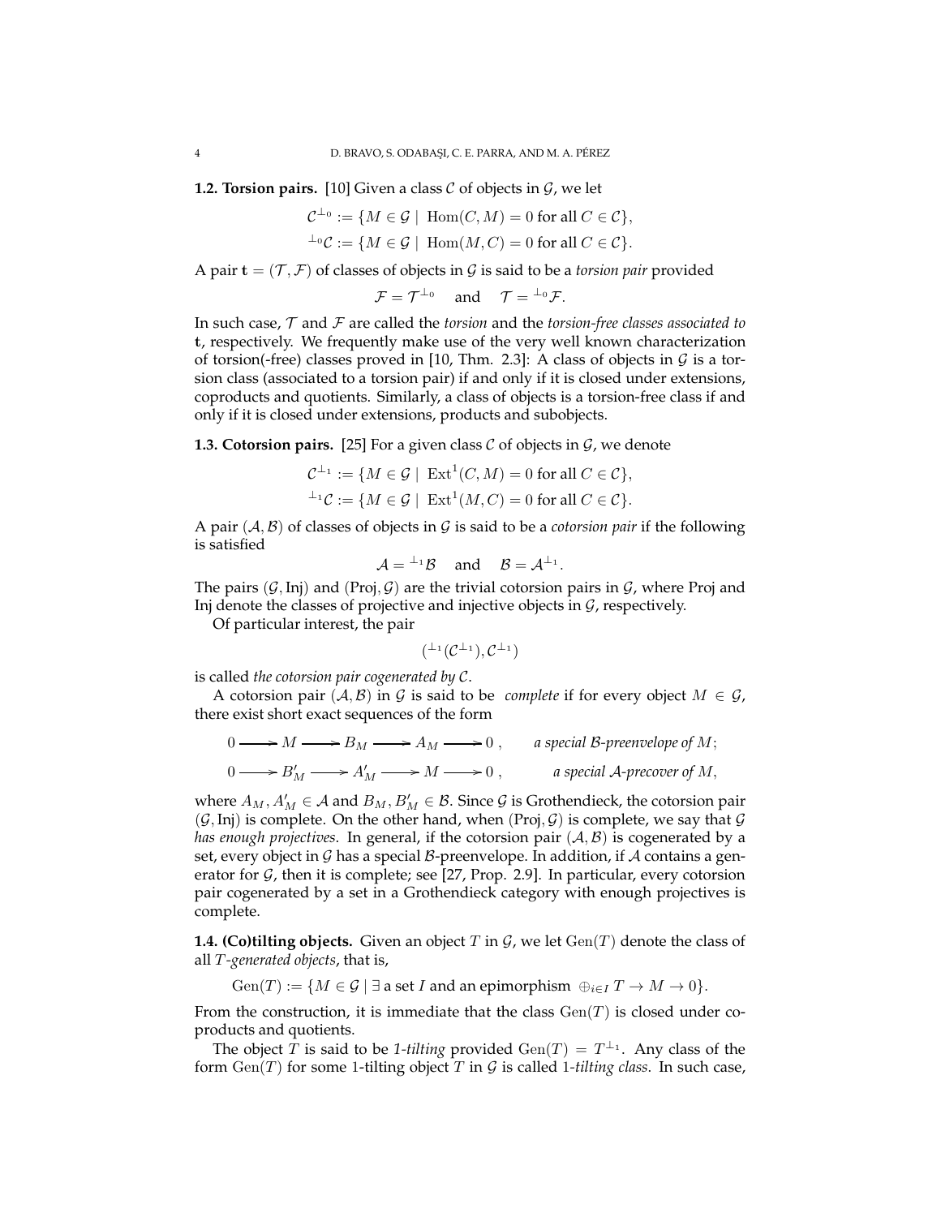**1.2. Torsion pairs.** [10] Given a class $\mathcal{C}$ of objects in $\mathcal{G}$, we let

$$\mathcal{C}^{\perp_0} := \{M \in \mathcal{G} \mid \operatorname{Hom}(C, M) = 0 \text{ for all } C \in \mathcal{C}\},$$
$$^{\perp_0}\mathcal{C} := \{M \in \mathcal{G} \mid \operatorname{Hom}(M, C) = 0 \text{ for all } C \in \mathcal{C}\}.$$

A pair $\mathbf{t} = (\mathcal{T}, \mathcal{F})$ of classes of objects in $\mathcal{G}$ is said to be a *torsion pair* provided

$$\mathcal{F} = \mathcal{T}^{\perp_0} \quad \text{and} \quad \mathcal{T} = {}^{\perp_0}\mathcal{F}.$$

In such case, $\mathcal{T}$ and $\mathcal{F}$ are called the *torsion* and the *torsion-free classes associated to* $\mathbf{t}$, respectively. We frequently make use of the very well known characterization of torsion(-free) classes proved in [10, Thm. 2.3]: A class of objects in $\mathcal{G}$ is a torsion class (associated to a torsion pair) if and only if it is closed under extensions, coproducts and quotients. Similarly, a class of objects is a torsion-free class if and only if it is closed under extensions, products and subobjects.

**1.3. Cotorsion pairs.** [25] For a given class $\mathcal{C}$ of objects in $\mathcal{G}$, we denote

$$\mathcal{C}^{\perp_1} := \{M \in \mathcal{G} \mid \operatorname{Ext}^1(C, M) = 0 \text{ for all } C \in \mathcal{C}\},$$
$$^{\perp_1}\mathcal{C} := \{M \in \mathcal{G} \mid \operatorname{Ext}^1(M, C) = 0 \text{ for all } C \in \mathcal{C}\}.$$

A pair $(\mathcal{A}, \mathcal{B})$ of classes of objects in $\mathcal{G}$ is said to be a *cotorsion pair* if the following is satisfied

$$\mathcal{A} = {}^{\perp_1}\mathcal{B} \quad \text{and} \quad \mathcal{B} = \mathcal{A}^{\perp_1}.$$

The pairs $(\mathcal{G}, \mathrm{Inj})$ and $(\mathrm{Proj}, \mathcal{G})$ are the trivial cotorsion pairs in $\mathcal{G}$, where Proj and Inj denote the classes of projective and injective objects in $\mathcal{G}$, respectively.

Of particular interest, the pair

$$({}^{\perp_1}(\mathcal{C}^{\perp_1}), \mathcal{C}^{\perp_1})$$

is called *the cotorsion pair cogenerated by* $\mathcal{C}$.

A cotorsion pair $(\mathcal{A}, \mathcal{B})$ in $\mathcal{G}$ is said to be *complete* if for every object $M \in \mathcal{G}$, there exist short exact sequences of the form

$$0 \longrightarrow M \longrightarrow B_M \longrightarrow A_M \longrightarrow 0\,, \qquad \textit{a special } \mathcal{B}\textit{-preenvelope of } M;$$
$$0 \longrightarrow B'_M \longrightarrow A'_M \longrightarrow M \longrightarrow 0\,, \qquad \textit{a special } \mathcal{A}\textit{-precover of } M,$$

where $A_M, A'_M \in \mathcal{A}$ and $B_M, B'_M \in \mathcal{B}$. Since $\mathcal{G}$ is Grothendieck, the cotorsion pair $(\mathcal{G}, \mathrm{Inj})$ is complete. On the other hand, when $(\mathrm{Proj}, \mathcal{G})$ is complete, we say that $\mathcal{G}$ *has enough projectives*. In general, if the cotorsion pair $(\mathcal{A}, \mathcal{B})$ is cogenerated by a set, every object in $\mathcal{G}$ has a special $\mathcal{B}$-preenvelope. In addition, if $\mathcal{A}$ contains a generator for $\mathcal{G}$, then it is complete; see [27, Prop. 2.9]. In particular, every cotorsion pair cogenerated by a set in a Grothendieck category with enough projectives is complete.

**1.4. (Co)tilting objects.** Given an object $T$ in $\mathcal{G}$, we let $\operatorname{Gen}(T)$ denote the class of all $T$*-generated objects*, that is,

$$\operatorname{Gen}(T) := \{M \in \mathcal{G} \mid \exists \text{ a set } I \text{ and an epimorphism } \oplus_{i \in I} T \to M \to 0\}.$$

From the construction, it is immediate that the class $\operatorname{Gen}(T)$ is closed under coproducts and quotients.

The object $T$ is said to be *1-tilting* provided $\operatorname{Gen}(T) = T^{\perp_1}$. Any class of the form $\operatorname{Gen}(T)$ for some 1-tilting object $T$ in $\mathcal{G}$ is called 1*-tilting class*. In such case,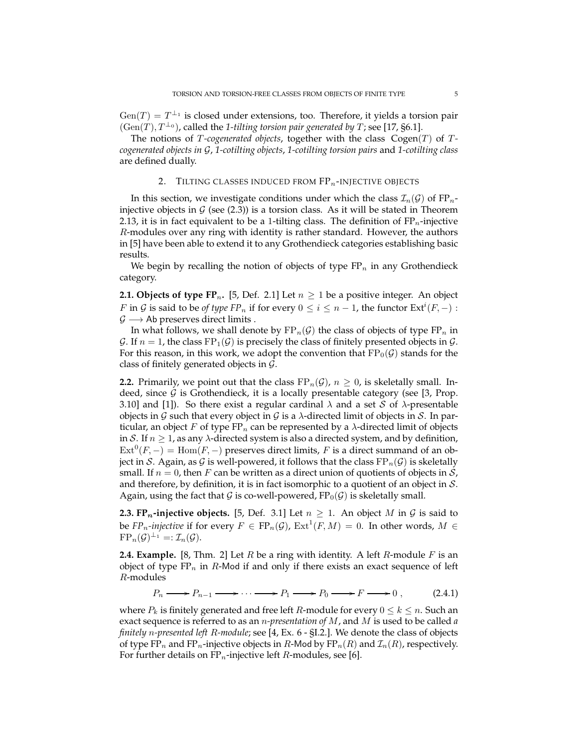$\mathrm{Gen}(T) = T^{\perp_1}$ is closed under extensions, too. Therefore, it yields a torsion pair $(\mathrm{Gen}(T), T^{\perp_0})$, called the *1-tilting torsion pair generated by $T$*; see [17, §6.1].

The notions of *$T$-cogenerated objects*, together with the class $\mathrm{Cogen}(T)$ of *$T$-cogenerated objects in $\mathcal{G}$*, *1-cotilting objects*, *1-cotilting torsion pairs* and *1-cotilting class* are defined dually.

## 2. Tilting classes induced from $\mathrm{FP}_n$-injective objects

In this section, we investigate conditions under which the class $\mathcal{I}_n(\mathcal{G})$ of $\mathrm{FP}_n$-injective objects in $\mathcal{G}$ (see (2.3)) is a torsion class. As it will be stated in Theorem 2.13, it is in fact equivalent to be a 1-tilting class. The definition of $\mathrm{FP}_n$-injective $R$-modules over any ring with identity is rather standard. However, the authors in [5] have been able to extend it to any Grothendieck categories establishing basic results.

We begin by recalling the notion of objects of type $\mathrm{FP}_n$ in any Grothendieck category.

**2.1. Objects of type $\mathrm{FP}_n$.** [5, Def. 2.1] Let $n \geq 1$ be a positive integer. An object $F$ in $\mathcal{G}$ is said to be *of type $FP_n$* if for every $0 \leq i \leq n-1$, the functor $\mathrm{Ext}^i(F, -) : \mathcal{G} \longrightarrow \mathsf{Ab}$ preserves direct limits .

In what follows, we shall denote by $\mathrm{FP}_n(\mathcal{G})$ the class of objects of type $\mathrm{FP}_n$ in $\mathcal{G}$. If $n = 1$, the class $\mathrm{FP}_1(\mathcal{G})$ is precisely the class of finitely presented objects in $\mathcal{G}$. For this reason, in this work, we adopt the convention that $\mathrm{FP}_0(\mathcal{G})$ stands for the class of finitely generated objects in $\mathcal{G}$.

**2.2.** Primarily, we point out that the class $\mathrm{FP}_n(\mathcal{G})$, $n \geq 0$, is skeletally small. Indeed, since $\mathcal{G}$ is Grothendieck, it is a locally presentable category (see [3, Prop. 3.10] and [1]). So there exist a regular cardinal $\lambda$ and a set $\mathcal{S}$ of $\lambda$-presentable objects in $\mathcal{G}$ such that every object in $\mathcal{G}$ is a $\lambda$-directed limit of objects in $\mathcal{S}$. In particular, an object $F$ of type $\mathrm{FP}_n$ can be represented by a $\lambda$-directed limit of objects in $\mathcal{S}$. If $n \geq 1$, as any $\lambda$-directed system is also a directed system, and by definition, $\mathrm{Ext}^0(F, -) = \mathrm{Hom}(F, -)$ preserves direct limits, $F$ is a direct summand of an object in $\mathcal{S}$. Again, as $\mathcal{G}$ is well-powered, it follows that the class $\mathrm{FP}_n(\mathcal{G})$ is skeletally small. If $n = 0$, then $F$ can be written as a direct union of quotients of objects in $\mathcal{S}$, and therefore, by definition, it is in fact isomorphic to a quotient of an object in $\mathcal{S}$. Again, using the fact that $\mathcal{G}$ is co-well-powered, $\mathrm{FP}_0(\mathcal{G})$ is skeletally small.

**2.3. $\mathrm{FP}_n$-injective objects.** [5, Def. 3.1] Let $n \geq 1$. An object $M$ in $\mathcal{G}$ is said to be *$FP_n$-injective* if for every $F \in \mathrm{FP}_n(\mathcal{G})$, $\mathrm{Ext}^1(F, M) = 0$. In other words, $M \in \mathrm{FP}_n(\mathcal{G})^{\perp_1} =: \mathcal{I}_n(\mathcal{G})$.

**2.4. Example.** [8, Thm. 2] Let $R$ be a ring with identity. A left $R$-module $F$ is an object of type $\mathrm{FP}_n$ in $R$-$\mathsf{Mod}$ if and only if there exists an exact sequence of left $R$-modules

$$P_n \longrightarrow P_{n-1} \longrightarrow \cdots \longrightarrow P_1 \longrightarrow P_0 \longrightarrow F \longrightarrow 0\,, \tag{2.4.1}$$

where $P_k$ is finitely generated and free left $R$-module for every $0 \leq k \leq n$. Such an exact sequence is referred to as an *$n$-presentation of $M$*, and $M$ is used to be called *a finitely $n$-presented left $R$-module*; see [4, Ex. 6 - §I.2.]. We denote the class of objects of type $\mathrm{FP}_n$ and $\mathrm{FP}_n$-injective objects in $R$-$\mathsf{Mod}$ by $\mathrm{FP}_n(R)$ and $\mathcal{I}_n(R)$, respectively. For further details on $\mathrm{FP}_n$-injective left $R$-modules, see [6].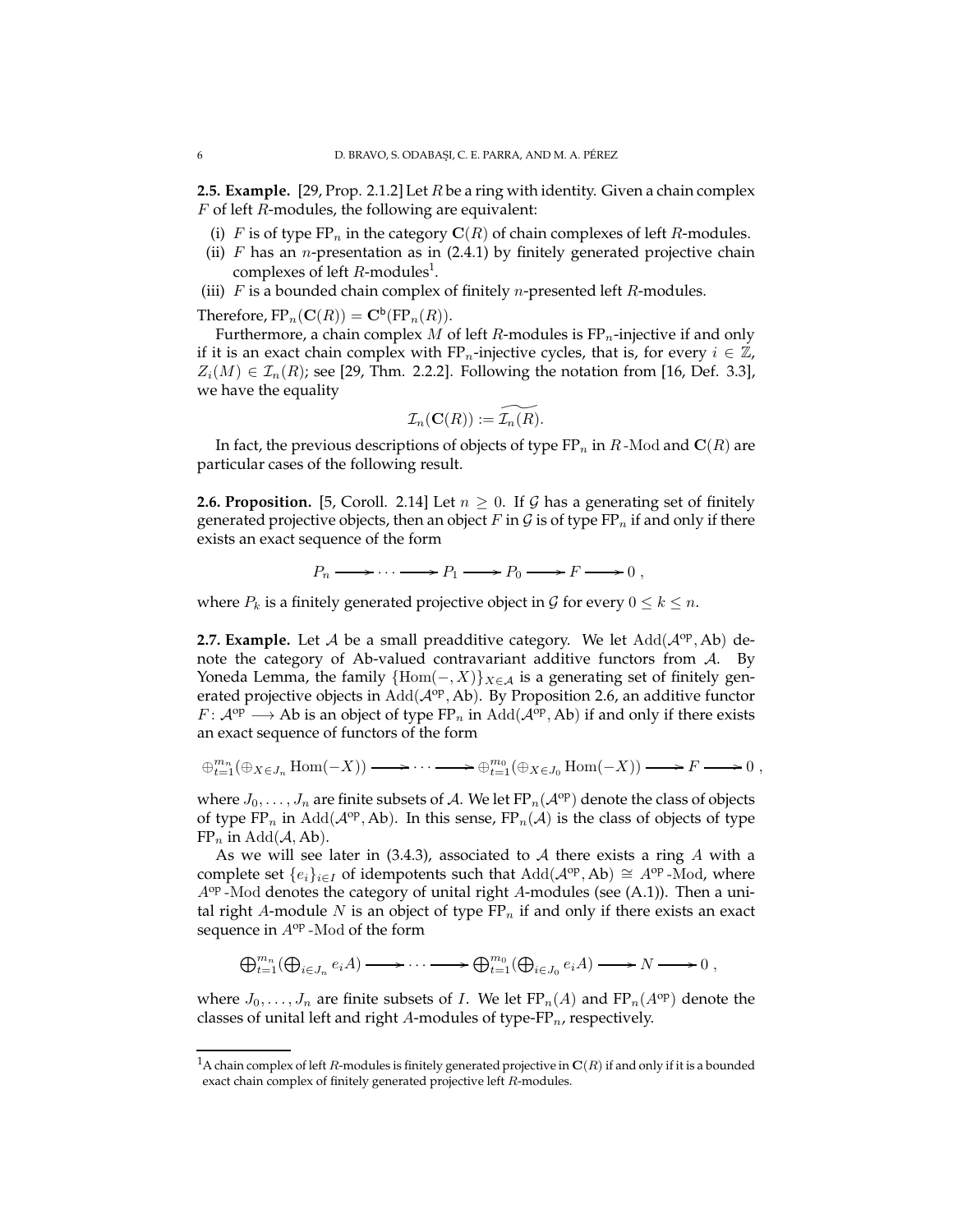**2.5. Example.** [29, Prop. 2.1.2] Let $R$ be a ring with identity. Given a chain complex $F$ of left $R$-modules, the following are equivalent:

(i) $F$ is of type $\mathrm{FP}_n$ in the category $\mathbf{C}(R)$ of chain complexes of left $R$-modules.
(ii) $F$ has an $n$-presentation as in (2.4.1) by finitely generated projective chain complexes of left $R$-modules[1].
(iii) $F$ is a bounded chain complex of finitely $n$-presented left $R$-modules.

Therefore, $\mathrm{FP}_n(\mathbf{C}(R)) = \mathbf{C}^{\mathrm{b}}(\mathrm{FP}_n(R))$.

Furthermore, a chain complex $M$ of left $R$-modules is $\mathrm{FP}_n$-injective if and only if it is an exact chain complex with $\mathrm{FP}_n$-injective cycles, that is, for every $i \in \mathbb{Z}$, $Z_i(M) \in \mathcal{I}_n(R)$; see [29, Thm. 2.2.2]. Following the notation from [16, Def. 3.3], we have the equality

$$\mathcal{I}_n(\mathbf{C}(R)) := \widetilde{\mathcal{I}_n(R)}.$$

In fact, the previous descriptions of objects of type $\mathrm{FP}_n$ in $R\text{-Mod}$ and $\mathbf{C}(R)$ are particular cases of the following result.

**2.6. Proposition.** [5, Coroll. 2.14] Let $n \geq 0$. If $\mathcal{G}$ has a generating set of finitely generated projective objects, then an object $F$ in $\mathcal{G}$ is of type $\mathrm{FP}_n$ if and only if there exists an exact sequence of the form

$$P_n \longrightarrow \cdots \longrightarrow P_1 \longrightarrow P_0 \longrightarrow F \longrightarrow 0\ ,$$

where $P_k$ is a finitely generated projective object in $\mathcal{G}$ for every $0 \leq k \leq n$.

**2.7. Example.** Let $\mathcal{A}$ be a small preadditive category. We let $\mathrm{Add}(\mathcal{A}^{\mathrm{op}}, \mathrm{Ab})$ denote the category of Ab-valued contravariant additive functors from $\mathcal{A}$. By Yoneda Lemma, the family $\{\mathrm{Hom}(-, X)\}_{X \in \mathcal{A}}$ is a generating set of finitely generated projective objects in $\mathrm{Add}(\mathcal{A}^{\mathrm{op}}, \mathrm{Ab})$. By Proposition 2.6, an additive functor $F \colon \mathcal{A}^{\mathrm{op}} \longrightarrow \mathrm{Ab}$ is an object of type $\mathrm{FP}_n$ in $\mathrm{Add}(\mathcal{A}^{\mathrm{op}}, \mathrm{Ab})$ if and only if there exists an exact sequence of functors of the form

$$\oplus_{t=1}^{m_n}(\oplus_{X \in J_n} \mathrm{Hom}(-X)) \longrightarrow \cdots \longrightarrow \oplus_{t=1}^{m_0}(\oplus_{X \in J_0} \mathrm{Hom}(-X)) \longrightarrow F \longrightarrow 0\ ,$$

where $J_0, \dots, J_n$ are finite subsets of $\mathcal{A}$. We let $\mathrm{FP}_n(\mathcal{A}^{\mathrm{op}})$ denote the class of objects of type $\mathrm{FP}_n$ in $\mathrm{Add}(\mathcal{A}^{\mathrm{op}}, \mathrm{Ab})$. In this sense, $\mathrm{FP}_n(\mathcal{A})$ is the class of objects of type $\mathrm{FP}_n$ in $\mathrm{Add}(\mathcal{A}, \mathrm{Ab})$.

As we will see later in (3.4.3), associated to $\mathcal{A}$ there exists a ring $A$ with a complete set $\{e_i\}_{i \in I}$ of idempotents such that $\mathrm{Add}(\mathcal{A}^{\mathrm{op}}, \mathrm{Ab}) \cong A^{\mathrm{op}}\text{-Mod}$, where $A^{\mathrm{op}}\text{-Mod}$ denotes the category of unital right $A$-modules (see (A.1)). Then a unital right $A$-module $N$ is an object of type $\mathrm{FP}_n$ if and only if there exists an exact sequence in $A^{\mathrm{op}}\text{-Mod}$ of the form

$$\bigoplus_{t=1}^{m_n}(\bigoplus_{i \in J_n} e_i A) \longrightarrow \cdots \longrightarrow \bigoplus_{t=1}^{m_0}(\bigoplus_{i \in J_0} e_i A) \longrightarrow N \longrightarrow 0\ ,$$

where $J_0, \dots, J_n$ are finite subsets of $I$. We let $\mathrm{FP}_n(A)$ and $\mathrm{FP}_n(A^{\mathrm{op}})$ denote the classes of unital left and right $A$-modules of type-$\mathrm{FP}_n$, respectively.

---

[1] A chain complex of left $R$-modules is finitely generated projective in $\mathbf{C}(R)$ if and only if it is a bounded exact chain complex of finitely generated projective left $R$-modules.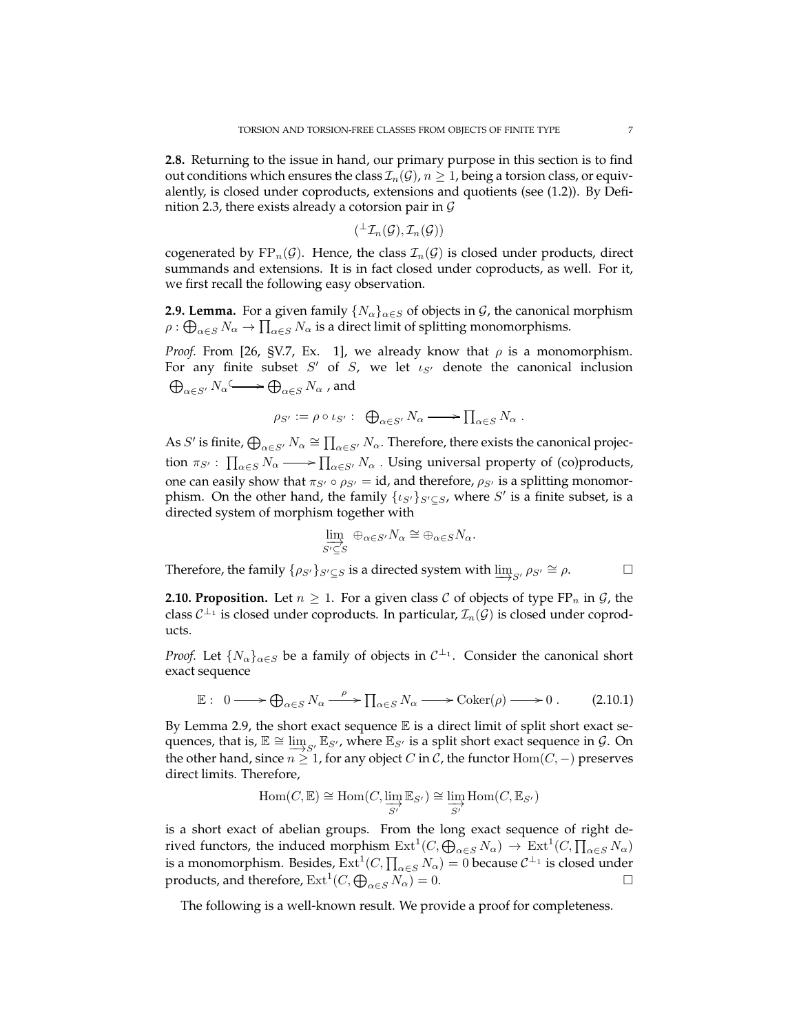**2.8.** Returning to the issue in hand, our primary purpose in this section is to find out conditions which ensures the class $\mathcal{I}_n(\mathcal{G})$, $n \geq 1$, being a torsion class, or equivalently, is closed under coproducts, extensions and quotients (see (1.2)). By Definition 2.3, there exists already a cotorsion pair in $\mathcal{G}$

$$({}^{\perp}\mathcal{I}_n(\mathcal{G}), \mathcal{I}_n(\mathcal{G}))$$

cogenerated by $\mathrm{FP}_n(\mathcal{G})$. Hence, the class $\mathcal{I}_n(\mathcal{G})$ is closed under products, direct summands and extensions. It is in fact closed under coproducts, as well. For it, we first recall the following easy observation.

**2.9. Lemma.** For a given family $\{N_\alpha\}_{\alpha\in S}$ of objects in $\mathcal{G}$, the canonical morphism $\rho : \bigoplus_{\alpha\in S} N_\alpha \to \prod_{\alpha\in S} N_\alpha$ is a direct limit of splitting monomorphisms.

*Proof.* From [26, §V.7, Ex. 1], we already know that $\rho$ is a monomorphism. For any finite subset $S'$ of $S$, we let $\iota_{S'}$ denote the canonical inclusion $\bigoplus_{\alpha\in S'} N_\alpha \hookrightarrow \bigoplus_{\alpha\in S} N_\alpha$ , and

$$\rho_{S'} := \rho \circ \iota_{S'} : \ \bigoplus_{\alpha\in S'} N_\alpha \longrightarrow \prod_{\alpha\in S} N_\alpha \ .$$

As $S'$ is finite, $\bigoplus_{\alpha\in S'} N_\alpha \cong \prod_{\alpha\in S'} N_\alpha$. Therefore, there exists the canonical projection $\pi_{S'} : \prod_{\alpha\in S} N_\alpha \longrightarrow \prod_{\alpha\in S'} N_\alpha$ . Using universal property of (co)products, one can easily show that $\pi_{S'} \circ \rho_{S'} = \mathrm{id}$, and therefore, $\rho_{S'}$ is a splitting monomorphism. On the other hand, the family $\{\iota_{S'}\}_{S'\subseteq S}$, where $S'$ is a finite subset, is a directed system of morphism together with

$$\varinjlim_{S'\subseteq S} \oplus_{\alpha\in S'} N_\alpha \cong \oplus_{\alpha\in S} N_\alpha.$$

Therefore, the family $\{\rho_{S'}\}_{S'\subseteq S}$ is a directed system with $\varinjlim_{S'} \rho_{S'} \cong \rho$. $\square$

**2.10. Proposition.** Let $n \geq 1$. For a given class $\mathcal{C}$ of objects of type $\mathrm{FP}_n$ in $\mathcal{G}$, the class $\mathcal{C}^{\perp_1}$ is closed under coproducts. In particular, $\mathcal{I}_n(\mathcal{G})$ is closed under coproducts.

*Proof.* Let $\{N_\alpha\}_{\alpha\in S}$ be a family of objects in $\mathcal{C}^{\perp_1}$. Consider the canonical short exact sequence

$$\mathbb{E} : \ 0 \longrightarrow \bigoplus_{\alpha\in S} N_\alpha \xrightarrow{\ \rho\ } \prod_{\alpha\in S} N_\alpha \longrightarrow \mathrm{Coker}(\rho) \longrightarrow 0 \ . \qquad (2.10.1)$$

By Lemma 2.9, the short exact sequence $\mathbb{E}$ is a direct limit of split short exact sequences, that is, $\mathbb{E} \cong \varinjlim_{S'} \mathbb{E}_{S'}$, where $\mathbb{E}_{S'}$ is a split short exact sequence in $\mathcal{G}$. On the other hand, since $n \geq 1$, for any object $C$ in $\mathcal{C}$, the functor $\mathrm{Hom}(C, -)$ preserves direct limits. Therefore,

$$\mathrm{Hom}(C, \mathbb{E}) \cong \mathrm{Hom}(C, \varinjlim_{S'} \mathbb{E}_{S'}) \cong \varinjlim_{S'} \mathrm{Hom}(C, \mathbb{E}_{S'})$$

is a short exact of abelian groups. From the long exact sequence of right derived functors, the induced morphism $\mathrm{Ext}^1(C, \bigoplus_{\alpha\in S} N_\alpha) \to \mathrm{Ext}^1(C, \prod_{\alpha\in S} N_\alpha)$ is a monomorphism. Besides, $\mathrm{Ext}^1(C, \prod_{\alpha\in S} N_\alpha) = 0$ because $\mathcal{C}^{\perp_1}$ is closed under products, and therefore, $\mathrm{Ext}^1(C, \bigoplus_{\alpha\in S} N_\alpha) = 0$. $\square$

The following is a well-known result. We provide a proof for completeness.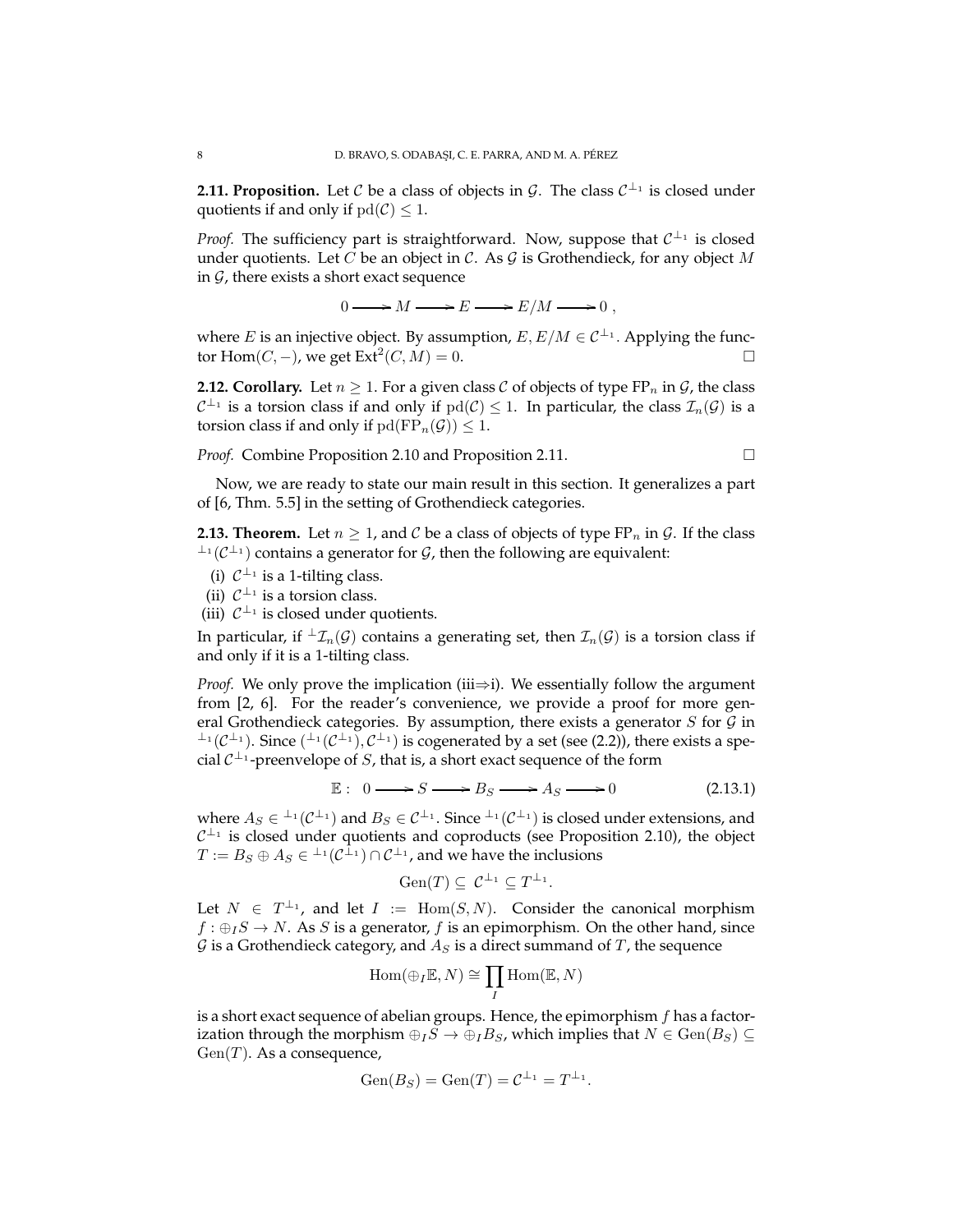**2.11. Proposition.** Let $\mathcal{C}$ be a class of objects in $\mathcal{G}$. The class $\mathcal{C}^{\perp_1}$ is closed under quotients if and only if $\mathrm{pd}(\mathcal{C}) \leq 1$.

*Proof.* The sufficiency part is straightforward. Now, suppose that $\mathcal{C}^{\perp_1}$ is closed under quotients. Let $C$ be an object in $\mathcal{C}$. As $\mathcal{G}$ is Grothendieck, for any object $M$ in $\mathcal{G}$, there exists a short exact sequence

$$0 \longrightarrow M \longrightarrow E \longrightarrow E/M \longrightarrow 0\ ,$$

where $E$ is an injective object. By assumption, $E, E/M \in \mathcal{C}^{\perp_1}$. Applying the functor $\mathrm{Hom}(C, -)$, we get $\mathrm{Ext}^2(C, M) = 0$. □

**2.12. Corollary.** Let $n \geq 1$. For a given class $\mathcal{C}$ of objects of type $\mathrm{FP}_n$ in $\mathcal{G}$, the class $\mathcal{C}^{\perp_1}$ is a torsion class if and only if $\mathrm{pd}(\mathcal{C}) \leq 1$. In particular, the class $\mathcal{I}_n(\mathcal{G})$ is a torsion class if and only if $\mathrm{pd}(\mathrm{FP}_n(\mathcal{G})) \leq 1$.

*Proof.* Combine Proposition 2.10 and Proposition 2.11. □

Now, we are ready to state our main result in this section. It generalizes a part of [6, Thm. 5.5] in the setting of Grothendieck categories.

**2.13. Theorem.** Let $n \geq 1$, and $\mathcal{C}$ be a class of objects of type $\mathrm{FP}_n$ in $\mathcal{G}$. If the class ${}^{\perp_1}(\mathcal{C}^{\perp_1})$ contains a generator for $\mathcal{G}$, then the following are equivalent:

(i) $\mathcal{C}^{\perp_1}$ is a 1-tilting class.
(ii) $\mathcal{C}^{\perp_1}$ is a torsion class.
(iii) $\mathcal{C}^{\perp_1}$ is closed under quotients.

In particular, if ${}^{\perp}\mathcal{I}_n(\mathcal{G})$ contains a generating set, then $\mathcal{I}_n(\mathcal{G})$ is a torsion class if and only if it is a 1-tilting class.

*Proof.* We only prove the implication (iii⇒i). We essentially follow the argument from [2, 6]. For the reader's convenience, we provide a proof for more general Grothendieck categories. By assumption, there exists a generator $S$ for $\mathcal{G}$ in ${}^{\perp_1}(\mathcal{C}^{\perp_1})$. Since $({}^{\perp_1}(\mathcal{C}^{\perp_1}), \mathcal{C}^{\perp_1})$ is cogenerated by a set (see (2.2)), there exists a special $\mathcal{C}^{\perp_1}$-preenvelope of $S$, that is, a short exact sequence of the form

$$\mathbb{E}:\ 0 \longrightarrow S \longrightarrow B_S \longrightarrow A_S \longrightarrow 0 \tag{2.13.1}$$

where $A_S \in {}^{\perp_1}(\mathcal{C}^{\perp_1})$ and $B_S \in \mathcal{C}^{\perp_1}$. Since ${}^{\perp_1}(\mathcal{C}^{\perp_1})$ is closed under extensions, and $\mathcal{C}^{\perp_1}$ is closed under quotients and coproducts (see Proposition 2.10), the object $T := B_S \oplus A_S \in {}^{\perp_1}(\mathcal{C}^{\perp_1}) \cap \mathcal{C}^{\perp_1}$, and we have the inclusions

$$\mathrm{Gen}(T) \subseteq\ \mathcal{C}^{\perp_1} \subseteq T^{\perp_1}.$$

Let $N \in T^{\perp_1}$, and let $I := \mathrm{Hom}(S, N)$. Consider the canonical morphism $f : \oplus_I S \to N$. As $S$ is a generator, $f$ is an epimorphism. On the other hand, since $\mathcal{G}$ is a Grothendieck category, and $A_S$ is a direct summand of $T$, the sequence

$$\mathrm{Hom}(\oplus_I \mathbb{E}, N) \cong \prod_I \mathrm{Hom}(\mathbb{E}, N)$$

is a short exact sequence of abelian groups. Hence, the epimorphism $f$ has a factorization through the morphism $\oplus_I S \to \oplus_I B_S$, which implies that $N \in \mathrm{Gen}(B_S) \subseteq \mathrm{Gen}(T)$. As a consequence,

$$\mathrm{Gen}(B_S) = \mathrm{Gen}(T) = \mathcal{C}^{\perp_1} = T^{\perp_1}.$$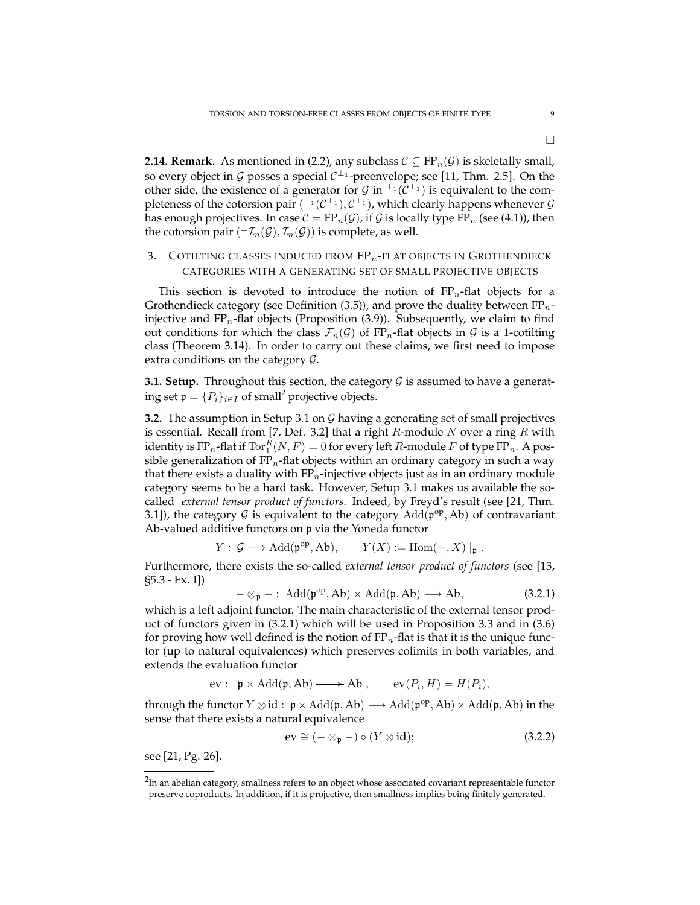□

**2.14. Remark.** As mentioned in (2.2), any subclass $\mathcal{C} \subseteq \mathrm{FP}_n(\mathcal{G})$ is skeletally small, so every object in $\mathcal{G}$ posses a special $\mathcal{C}^{\perp_1}$-preenvelope; see [11, Thm. 2.5]. On the other side, the existence of a generator for $\mathcal{G}$ in ${}^{\perp_1}(\mathcal{C}^{\perp_1})$ is equivalent to the completeness of the cotorsion pair $({}^{\perp_1}(\mathcal{C}^{\perp_1}), \mathcal{C}^{\perp_1})$, which clearly happens whenever $\mathcal{G}$ has enough projectives. In case $\mathcal{C} = \mathrm{FP}_n(\mathcal{G})$, if $\mathcal{G}$ is locally type $\mathrm{FP}_n$ (see (4.1)), then the cotorsion pair $({}^{\perp}\mathcal{I}_n(\mathcal{G}), \mathcal{I}_n(\mathcal{G}))$ is complete, as well.

## 3. Cotilting classes induced from $\mathrm{FP}_n$-flat objects in Grothendieck categories with a generating set of small projective objects

This section is devoted to introduce the notion of $\mathrm{FP}_n$-flat objects for a Grothendieck category (see Definition (3.5)), and prove the duality between $\mathrm{FP}_n$-injective and $\mathrm{FP}_n$-flat objects (Proposition (3.9)). Subsequently, we claim to find out conditions for which the class $\mathcal{F}_n(\mathcal{G})$ of $\mathrm{FP}_n$-flat objects in $\mathcal{G}$ is a 1-cotilting class (Theorem 3.14). In order to carry out these claims, we first need to impose extra conditions on the category $\mathcal{G}$.

**3.1. Setup.** Throughout this section, the category $\mathcal{G}$ is assumed to have a generating set $\mathfrak{p} = \{P_i\}_{i \in I}$ of small[2] projective objects.

**3.2.** The assumption in Setup 3.1 on $\mathcal{G}$ having a generating set of small projectives is essential. Recall from [7, Def. 3.2] that a right $R$-module $N$ over a ring $R$ with identity is $\mathrm{FP}_n$-flat if $\mathrm{Tor}_1^R(N, F) = 0$ for every left $R$-module $F$ of type $\mathrm{FP}_n$. A possible generalization of $\mathrm{FP}_n$-flat objects within an ordinary category in such a way that there exists a duality with $\mathrm{FP}_n$-injective objects just as in an ordinary module category seems to be a hard task. However, Setup 3.1 makes us available the so-called *external tensor product of functors*. Indeed, by Freyd's result (see [21, Thm. 3.1]), the category $\mathcal{G}$ is equivalent to the category $\mathrm{Add}(\mathfrak{p}^{\mathrm{op}}, \mathrm{Ab})$ of contravariant Ab-valued additive functors on $\mathfrak{p}$ via the Yoneda functor

$$Y : \mathcal{G} \longrightarrow \mathrm{Add}(\mathfrak{p}^{\mathrm{op}}, \mathrm{Ab}), \qquad Y(X) := \mathrm{Hom}(-, X) \mid_{\mathfrak{p}} .$$

Furthermore, there exists the so-called *external tensor product of functors* (see [13, §5.3 - Ex. I])

$$- \otimes_{\mathfrak{p}} - : \mathrm{Add}(\mathfrak{p}^{\mathrm{op}}, \mathrm{Ab}) \times \mathrm{Add}(\mathfrak{p}, \mathrm{Ab}) \longrightarrow \mathrm{Ab}, \tag{3.2.1}$$

which is a left adjoint functor. The main characteristic of the external tensor product of functors given in (3.2.1) which will be used in Proposition 3.3 and in (3.6) for proving how well defined is the notion of $\mathrm{FP}_n$-flat is that it is the unique functor (up to natural equivalences) which preserves colimits in both variables, and extends the evaluation functor

$$\mathrm{ev} : \ \mathfrak{p} \times \mathrm{Add}(\mathfrak{p}, \mathrm{Ab}) \longrightarrow \mathrm{Ab} , \qquad \mathrm{ev}(P_i, H) = H(P_i),$$

through the functor $Y \otimes \mathrm{id} : \ \mathfrak{p} \times \mathrm{Add}(\mathfrak{p}, \mathrm{Ab}) \longrightarrow \mathrm{Add}(\mathfrak{p}^{\mathrm{op}}, \mathrm{Ab}) \times \mathrm{Add}(\mathfrak{p}, \mathrm{Ab})$ in the sense that there exists a natural equivalence

$$\mathrm{ev} \cong (- \otimes_{\mathfrak{p}} -) \circ (Y \otimes \mathrm{id}); \tag{3.2.2}$$

see [21, Pg. 26].

[2] In an abelian category, smallness refers to an object whose associated covariant representable functor preserve coproducts. In addition, if it is projective, then smallness implies being finitely generated.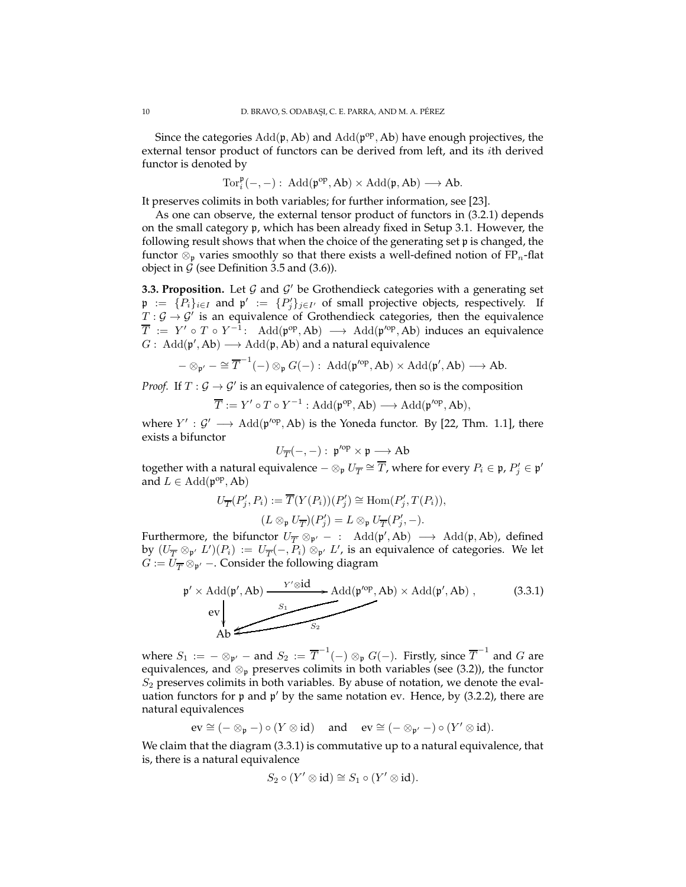Since the categories $\mathrm{Add}(\mathfrak{p}, \mathrm{Ab})$ and $\mathrm{Add}(\mathfrak{p}^{\mathrm{op}}, \mathrm{Ab})$ have enough projectives, the external tensor product of functors can be derived from left, and its $i$th derived functor is denoted by

$$\mathrm{Tor}_i^{\mathfrak{p}}(-,-) : \mathrm{Add}(\mathfrak{p}^{\mathrm{op}}, \mathrm{Ab}) \times \mathrm{Add}(\mathfrak{p}, \mathrm{Ab}) \longrightarrow \mathrm{Ab}.$$

It preserves colimits in both variables; for further information, see [23].

As one can observe, the external tensor product of functors in (3.2.1) depends on the small category $\mathfrak{p}$, which has been already fixed in Setup 3.1. However, the following result shows that when the choice of the generating set $\mathfrak{p}$ is changed, the functor $\otimes_{\mathfrak{p}}$ varies smoothly so that there exists a well-defined notion of $\mathrm{FP}_n$-flat object in $\mathcal{G}$ (see Definition 3.5 and (3.6)).

**3.3. Proposition.** Let $\mathcal{G}$ and $\mathcal{G}'$ be Grothendieck categories with a generating set $\mathfrak{p} := \{P_i\}_{i\in I}$ and $\mathfrak{p}' := \{P'_j\}_{j\in I'}$ of small projective objects, respectively. If $T : \mathcal{G} \to \mathcal{G}'$ is an equivalence of Grothendieck categories, then the equivalence $\overline{T} := Y' \circ T \circ Y^{-1} : \mathrm{Add}(\mathfrak{p}^{\mathrm{op}}, \mathrm{Ab}) \longrightarrow \mathrm{Add}(\mathfrak{p}'^{\mathrm{op}}, \mathrm{Ab})$ induces an equivalence $G : \mathrm{Add}(\mathfrak{p}', \mathrm{Ab}) \longrightarrow \mathrm{Add}(\mathfrak{p}, \mathrm{Ab})$ and a natural equivalence

$$- \otimes_{\mathfrak{p}'} - \cong \overline{T}^{-1}(-) \otimes_{\mathfrak{p}} G(-) : \mathrm{Add}(\mathfrak{p}'^{\mathrm{op}}, \mathrm{Ab}) \times \mathrm{Add}(\mathfrak{p}', \mathrm{Ab}) \longrightarrow \mathrm{Ab}.$$

*Proof.* If $T : \mathcal{G} \to \mathcal{G}'$ is an equivalence of categories, then so is the composition

$$\overline{T} := Y' \circ T \circ Y^{-1} : \mathrm{Add}(\mathfrak{p}^{\mathrm{op}}, \mathrm{Ab}) \longrightarrow \mathrm{Add}(\mathfrak{p}'^{\mathrm{op}}, \mathrm{Ab}),$$

where $Y' : \mathcal{G}' \longrightarrow \mathrm{Add}(\mathfrak{p}'^{\mathrm{op}}, \mathrm{Ab})$ is the Yoneda functor. By [22, Thm. 1.1], there exists a bifunctor

$$U_{\overline{T}}(-,-) : \mathfrak{p}'^{\mathrm{op}} \times \mathfrak{p} \longrightarrow \mathrm{Ab}$$

together with a natural equivalence $- \otimes_{\mathfrak{p}} U_{\overline{T}} \cong \overline{T}$, where for every $P_i \in \mathfrak{p}$, $P'_j \in \mathfrak{p}'$ and $L \in \mathrm{Add}(\mathfrak{p}^{\mathrm{op}}, \mathrm{Ab})$

$$U_{\overline{T}}(P'_j, P_i) := \overline{T}(Y(P_i))(P'_j) \cong \mathrm{Hom}(P'_j, T(P_i)),$$
$$(L \otimes_{\mathfrak{p}} U_{\overline{T}})(P'_j) = L \otimes_{\mathfrak{p}} U_{\overline{T}}(P'_j, -).$$

Furthermore, the bifunctor $U_{\overline{T}} \otimes_{\mathfrak{p}'} - : \mathrm{Add}(\mathfrak{p}', \mathrm{Ab}) \longrightarrow \mathrm{Add}(\mathfrak{p}, \mathrm{Ab})$, defined by $(U_{\overline{T}} \otimes_{\mathfrak{p}'} L')(P_i) := U_{\overline{T}}(-, P_i) \otimes_{\mathfrak{p}'} L'$, is an equivalence of categories. We let $G := U_{\overline{T}} \otimes_{\mathfrak{p}'} -$. Consider the following diagram

$$\begin{array}{ccc} \mathfrak{p}' \times \mathrm{Add}(\mathfrak{p}', \mathrm{Ab}) & \xrightarrow{Y' \otimes \mathrm{id}} & \mathrm{Add}(\mathfrak{p}'^{\mathrm{op}}, \mathrm{Ab}) \times \mathrm{Add}(\mathfrak{p}', \mathrm{Ab}) \\ \downarrow \mathrm{ev} & \swarrow_{S_1} \; \swarrow_{S_2} & \\ \mathrm{Ab} & & \end{array} \tag{3.3.1}$$

where $S_1 := - \otimes_{\mathfrak{p}'} -$ and $S_2 := \overline{T}^{-1}(-) \otimes_{\mathfrak{p}} G(-)$. Firstly, since $\overline{T}^{-1}$ and $G$ are equivalences, and $\otimes_{\mathfrak{p}}$ preserves colimits in both variables (see (3.2)), the functor $S_2$ preserves colimits in both variables. By abuse of notation, we denote the evaluation functors for $\mathfrak{p}$ and $\mathfrak{p}'$ by the same notation ev. Hence, by (3.2.2), there are natural equivalences

$$\mathrm{ev} \cong (- \otimes_{\mathfrak{p}} -) \circ (Y \otimes \mathrm{id}) \quad \text{and} \quad \mathrm{ev} \cong (- \otimes_{\mathfrak{p}'} -) \circ (Y' \otimes \mathrm{id}).$$

We claim that the diagram (3.3.1) is commutative up to a natural equivalence, that is, there is a natural equivalence

$$S_2 \circ (Y' \otimes \mathrm{id}) \cong S_1 \circ (Y' \otimes \mathrm{id}).$$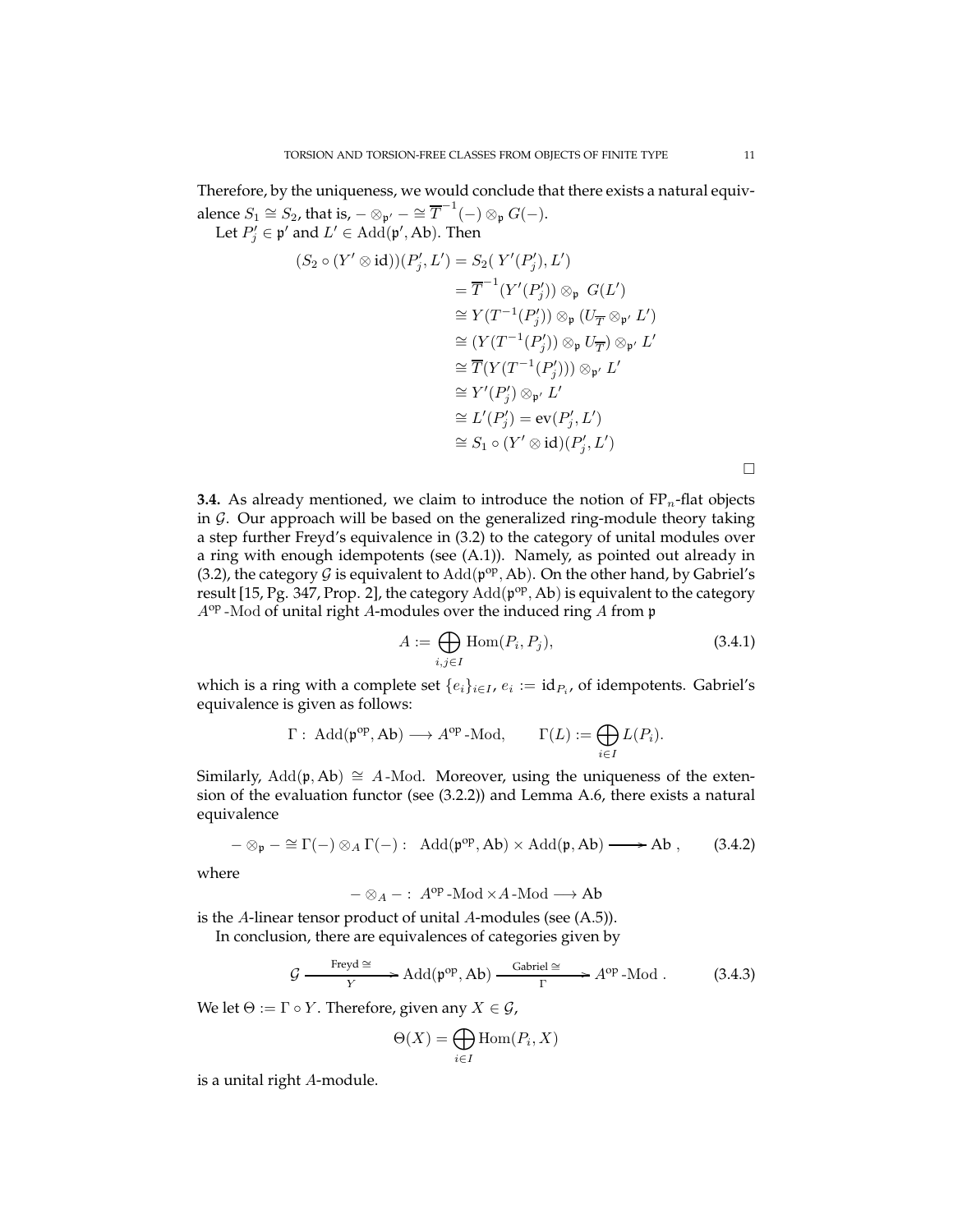Therefore, by the uniqueness, we would conclude that there exists a natural equivalence $S_1 \cong S_2$, that is, $- \otimes_{\mathfrak{p}'} - \cong \overline{T}^{-1}(-) \otimes_{\mathfrak{p}} G(-)$.

Let $P'_j \in \mathfrak{p}'$ and $L' \in \operatorname{Add}(\mathfrak{p}', \mathrm{Ab})$. Then

$$
\begin{aligned}
(S_2 \circ (Y' \otimes \mathrm{id}))(P'_j, L') &= S_2(\, Y'(P'_j), L') \\
&= \overline{T}^{-1}(Y'(P'_j)) \otimes_{\mathfrak{p}} \, G(L') \\
&\cong Y(T^{-1}(P'_j)) \otimes_{\mathfrak{p}} (U_{\overline{T}} \otimes_{\mathfrak{p}'} L') \\
&\cong (Y(T^{-1}(P'_j)) \otimes_{\mathfrak{p}} U_{\overline{T}}) \otimes_{\mathfrak{p}'} L' \\
&\cong \overline{T}(Y(T^{-1}(P'_j))) \otimes_{\mathfrak{p}'} L' \\
&\cong Y'(P'_j) \otimes_{\mathfrak{p}'} L' \\
&\cong L'(P'_j) = \operatorname{ev}(P'_j, L') \\
&\cong S_1 \circ (Y' \otimes \mathrm{id})(P'_j, L')
\end{aligned}
$$

□

**3.4.** As already mentioned, we claim to introduce the notion of $\mathrm{FP}_n$-flat objects in $\mathcal{G}$. Our approach will be based on the generalized ring-module theory taking a step further Freyd's equivalence in (3.2) to the category of unital modules over a ring with enough idempotents (see (A.1)). Namely, as pointed out already in (3.2), the category $\mathcal{G}$ is equivalent to $\operatorname{Add}(\mathfrak{p}^{\mathrm{op}}, \mathrm{Ab})$. On the other hand, by Gabriel's result [15, Pg. 347, Prop. 2], the category $\operatorname{Add}(\mathfrak{p}^{\mathrm{op}}, \mathrm{Ab})$ is equivalent to the category $A^{\mathrm{op}}\text{-}\mathrm{Mod}$ of unital right $A$-modules over the induced ring $A$ from $\mathfrak{p}$

$$
A := \bigoplus_{i,j \in I} \operatorname{Hom}(P_i, P_j), \tag{3.4.1}
$$

which is a ring with a complete set $\{e_i\}_{i \in I}$, $e_i := \mathrm{id}_{P_i}$, of idempotents. Gabriel's equivalence is given as follows:

$$
\Gamma : \operatorname{Add}(\mathfrak{p}^{\mathrm{op}}, \mathrm{Ab}) \longrightarrow A^{\mathrm{op}}\text{-}\mathrm{Mod}, \qquad \Gamma(L) := \bigoplus_{i \in I} L(P_i).
$$

Similarly, $\operatorname{Add}(\mathfrak{p}, \mathrm{Ab}) \cong A\text{-}\mathrm{Mod}$. Moreover, using the uniqueness of the extension of the evaluation functor (see (3.2.2)) and Lemma A.6, there exists a natural equivalence

$$
- \otimes_{\mathfrak{p}} - \cong \Gamma(-) \otimes_A \Gamma(-) : \ \operatorname{Add}(\mathfrak{p}^{\mathrm{op}}, \mathrm{Ab}) \times \operatorname{Add}(\mathfrak{p}, \mathrm{Ab}) \longrightarrow \mathrm{Ab}\,, \tag{3.4.2}
$$

where

$$
- \otimes_A - : \ A^{\mathrm{op}}\text{-}\mathrm{Mod} \times A\text{-}\mathrm{Mod} \longrightarrow \mathrm{Ab}
$$

is the $A$-linear tensor product of unital $A$-modules (see (A.5)).

In conclusion, there are equivalences of categories given by

$$
\mathcal{G} \xrightarrow[Y]{\text{Freyd} \cong} \operatorname{Add}(\mathfrak{p}^{\mathrm{op}}, \mathrm{Ab}) \xrightarrow[\Gamma]{\text{Gabriel} \cong} A^{\mathrm{op}}\text{-}\mathrm{Mod}\,. \tag{3.4.3}
$$

We let $\Theta := \Gamma \circ Y$. Therefore, given any $X \in \mathcal{G}$,

$$
\Theta(X) = \bigoplus_{i \in I} \operatorname{Hom}(P_i, X)
$$

is a unital right $A$-module.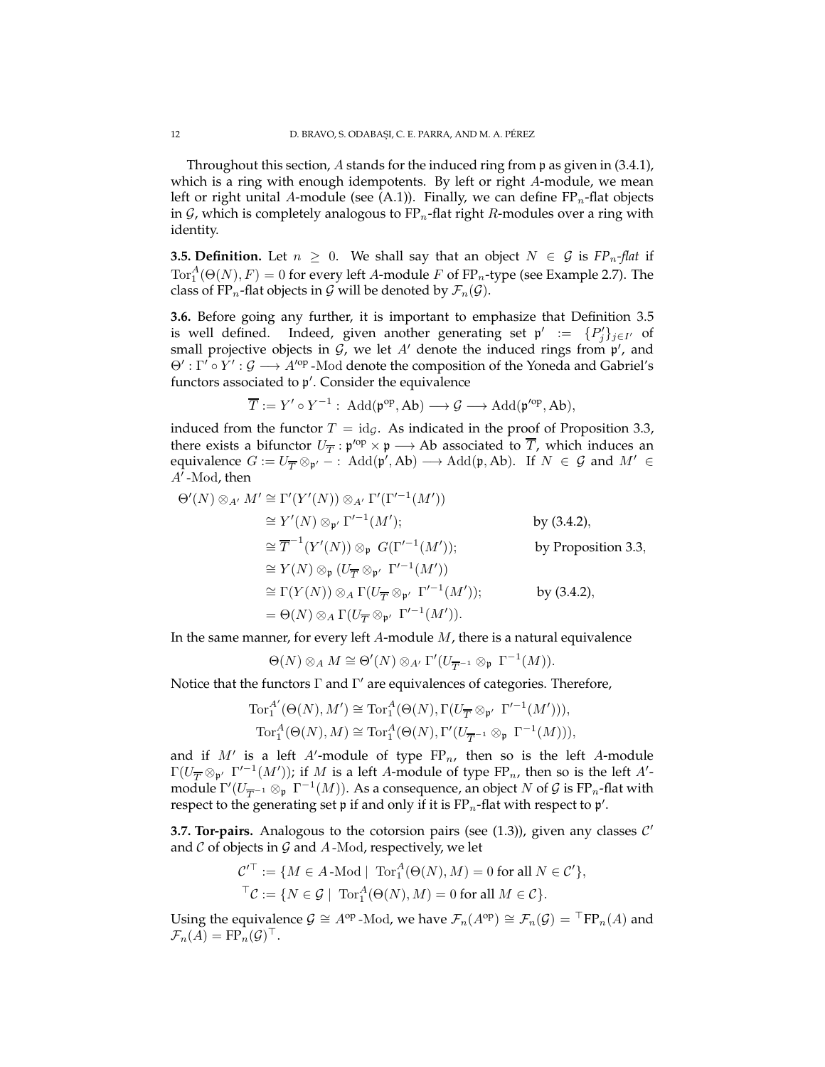Throughout this section, $A$ stands for the induced ring from $\mathfrak{p}$ as given in (3.4.1), which is a ring with enough idempotents. By left or right $A$-module, we mean left or right unital $A$-module (see (A.1)). Finally, we can define $\mathrm{FP}_n$-flat objects in $\mathcal{G}$, which is completely analogous to $\mathrm{FP}_n$-flat right $R$-modules over a ring with identity.

**3.5. Definition.** Let $n \geq 0$. We shall say that an object $N \in \mathcal{G}$ is *$FP_n$-flat* if $\mathrm{Tor}_1^A(\Theta(N), F) = 0$ for every left $A$-module $F$ of $\mathrm{FP}_n$-type (see Example 2.7). The class of $\mathrm{FP}_n$-flat objects in $\mathcal{G}$ will be denoted by $\mathcal{F}_n(\mathcal{G})$.

**3.6.** Before going any further, it is important to emphasize that Definition 3.5 is well defined. Indeed, given another generating set $\mathfrak{p}' := \{P'_j\}_{j \in I'}$ of small projective objects in $\mathcal{G}$, we let $A'$ denote the induced rings from $\mathfrak{p}'$, and $\Theta' : \Gamma' \circ Y' : \mathcal{G} \longrightarrow A'^{\mathrm{op}}\text{-Mod}$ denote the composition of the Yoneda and Gabriel's functors associated to $\mathfrak{p}'$. Consider the equivalence

$$\overline{T} := Y' \circ Y^{-1} : \ \mathrm{Add}(\mathfrak{p}^{\mathrm{op}}, \mathrm{Ab}) \longrightarrow \mathcal{G} \longrightarrow \mathrm{Add}(\mathfrak{p}'^{\mathrm{op}}, \mathrm{Ab}),$$

induced from the functor $T = \mathrm{id}_{\mathcal{G}}$. As indicated in the proof of Proposition 3.3, there exists a bifunctor $U_{\overline{T}} : \mathfrak{p}'^{\mathrm{op}} \times \mathfrak{p} \longrightarrow \mathrm{Ab}$ associated to $\overline{T}$, which induces an equivalence $G := U_{\overline{T}} \otimes_{\mathfrak{p}'} - : \ \mathrm{Add}(\mathfrak{p}', \mathrm{Ab}) \longrightarrow \mathrm{Add}(\mathfrak{p}, \mathrm{Ab})$. If $N \in \mathcal{G}$ and $M' \in A'\text{-Mod}$, then

$$\begin{aligned}
\Theta'(N) \otimes_{A'} M' &\cong \Gamma'(Y'(N)) \otimes_{A'} \Gamma'(\Gamma'^{-1}(M')) \\
&\cong Y'(N) \otimes_{\mathfrak{p}'} \Gamma'^{-1}(M'); && \text{by (3.4.2),} \\
&\cong \overline{T}^{-1}(Y'(N)) \otimes_{\mathfrak{p}} G(\Gamma'^{-1}(M')); && \text{by Proposition 3.3,} \\
&\cong Y(N) \otimes_{\mathfrak{p}} (U_{\overline{T}} \otimes_{\mathfrak{p}'} \Gamma'^{-1}(M')) \\
&\cong \Gamma(Y(N)) \otimes_A \Gamma(U_{\overline{T}} \otimes_{\mathfrak{p}'} \Gamma'^{-1}(M')); && \text{by (3.4.2),} \\
&= \Theta(N) \otimes_A \Gamma(U_{\overline{T}} \otimes_{\mathfrak{p}'} \Gamma'^{-1}(M')).
\end{aligned}$$

In the same manner, for every left $A$-module $M$, there is a natural equivalence

$$\Theta(N) \otimes_A M \cong \Theta'(N) \otimes_{A'} \Gamma'(U_{\overline{T}^{-1}} \otimes_{\mathfrak{p}} \Gamma^{-1}(M)).$$

Notice that the functors $\Gamma$ and $\Gamma'$ are equivalences of categories. Therefore,

$$\begin{aligned}
\mathrm{Tor}_1^{A'}(\Theta(N), M') &\cong \mathrm{Tor}_1^A(\Theta(N), \Gamma(U_{\overline{T}} \otimes_{\mathfrak{p}'} \Gamma'^{-1}(M'))), \\
\mathrm{Tor}_1^A(\Theta(N), M) &\cong \mathrm{Tor}_1^A(\Theta(N), \Gamma'(U_{\overline{T}^{-1}} \otimes_{\mathfrak{p}} \Gamma^{-1}(M))),
\end{aligned}$$

and if $M'$ is a left $A'$-module of type $\mathrm{FP}_n$, then so is the left $A$-module $\Gamma(U_{\overline{T}} \otimes_{\mathfrak{p}'} \Gamma'^{-1}(M'))$; if $M$ is a left $A$-module of type $\mathrm{FP}_n$, then so is the left $A'$-module $\Gamma'(U_{\overline{T}^{-1}} \otimes_{\mathfrak{p}} \Gamma^{-1}(M))$. As a consequence, an object $N$ of $\mathcal{G}$ is $\mathrm{FP}_n$-flat with respect to the generating set $\mathfrak{p}$ if and only if it is $\mathrm{FP}_n$-flat with respect to $\mathfrak{p}'$.

**3.7. Tor-pairs.** Analogous to the cotorsion pairs (see (1.3)), given any classes $\mathcal{C}'$ and $\mathcal{C}$ of objects in $\mathcal{G}$ and $A\text{-Mod}$, respectively, we let

$$\begin{aligned}
\mathcal{C}'^{\top} &:= \{M \in A\text{-Mod} \mid \ \mathrm{Tor}_1^A(\Theta(N), M) = 0 \text{ for all } N \in \mathcal{C}'\}, \\
{}^{\top}\mathcal{C} &:= \{N \in \mathcal{G} \mid \ \mathrm{Tor}_1^A(\Theta(N), M) = 0 \text{ for all } M \in \mathcal{C}\}.
\end{aligned}$$

Using the equivalence $\mathcal{G} \cong A^{\mathrm{op}}\text{-Mod}$, we have $\mathcal{F}_n(A^{\mathrm{op}}) \cong \mathcal{F}_n(\mathcal{G}) = {}^{\top}\mathrm{FP}_n(A)$ and $\mathcal{F}_n(A) = \mathrm{FP}_n(\mathcal{G})^{\top}$.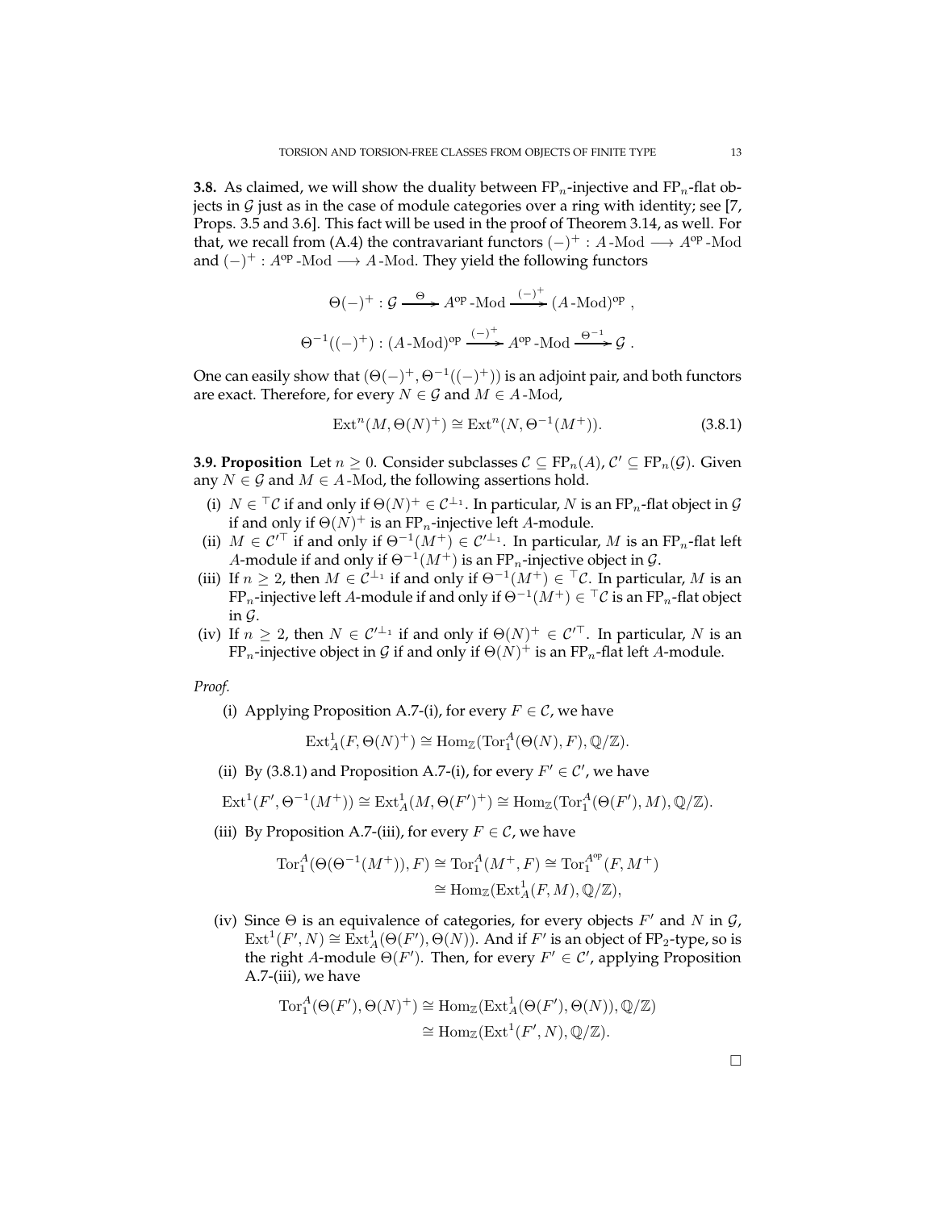**3.8.** As claimed, we will show the duality between $\mathrm{FP}_n$-injective and $\mathrm{FP}_n$-flat objects in $\mathcal{G}$ just as in the case of module categories over a ring with identity; see [7, Props. 3.5 and 3.6]. This fact will be used in the proof of Theorem 3.14, as well. For that, we recall from (A.4) the contravariant functors $(-)^+ : A\text{-Mod} \longrightarrow A^{\mathrm{op}}\text{-Mod}$ and $(-)^+ : A^{\mathrm{op}}\text{-Mod} \longrightarrow A\text{-Mod}$. They yield the following functors

$$\Theta(-)^+ : \mathcal{G} \xrightarrow{\Theta} A^{\mathrm{op}}\text{-Mod} \xrightarrow{(-)^+} (A\text{-Mod})^{\mathrm{op}} ,$$

$$\Theta^{-1}((-)^+) : (A\text{-Mod})^{\mathrm{op}} \xrightarrow{(-)^+} A^{\mathrm{op}}\text{-Mod} \xrightarrow{\Theta^{-1}} \mathcal{G} .$$

One can easily show that $(\Theta(-)^+, \Theta^{-1}((-)^+))$ is an adjoint pair, and both functors are exact. Therefore, for every $N \in \mathcal{G}$ and $M \in A\text{-Mod}$,

$$\mathrm{Ext}^n(M, \Theta(N)^+) \cong \mathrm{Ext}^n(N, \Theta^{-1}(M^+)). \tag{3.8.1}$$

**3.9. Proposition** Let $n \geq 0$. Consider subclasses $\mathcal{C} \subseteq \mathrm{FP}_n(A)$, $\mathcal{C}' \subseteq \mathrm{FP}_n(\mathcal{G})$. Given any $N \in \mathcal{G}$ and $M \in A\text{-Mod}$, the following assertions hold.

(i) $N \in {}^{\top}\mathcal{C}$ if and only if $\Theta(N)^+ \in \mathcal{C}^{\perp_1}$. In particular, $N$ is an $\mathrm{FP}_n$-flat object in $\mathcal{G}$ if and only if $\Theta(N)^+$ is an $\mathrm{FP}_n$-injective left $A$-module.

(ii) $M \in \mathcal{C}'^{\top}$ if and only if $\Theta^{-1}(M^+) \in \mathcal{C}'^{\perp_1}$. In particular, $M$ is an $\mathrm{FP}_n$-flat left $A$-module if and only if $\Theta^{-1}(M^+)$ is an $\mathrm{FP}_n$-injective object in $\mathcal{G}$.

(iii) If $n \geq 2$, then $M \in \mathcal{C}^{\perp_1}$ if and only if $\Theta^{-1}(M^+) \in {}^{\top}\mathcal{C}$. In particular, $M$ is an $\mathrm{FP}_n$-injective left $A$-module if and only if $\Theta^{-1}(M^+) \in {}^{\top}\mathcal{C}$ is an $\mathrm{FP}_n$-flat object in $\mathcal{G}$.

(iv) If $n \geq 2$, then $N \in \mathcal{C}'^{\perp_1}$ if and only if $\Theta(N)^+ \in \mathcal{C}'^{\top}$. In particular, $N$ is an $\mathrm{FP}_n$-injective object in $\mathcal{G}$ if and only if $\Theta(N)^+$ is an $\mathrm{FP}_n$-flat left $A$-module.

*Proof.*

(i) Applying Proposition A.7-(i), for every $F \in \mathcal{C}$, we have

$$\mathrm{Ext}^1_A(F, \Theta(N)^+) \cong \mathrm{Hom}_{\mathbb{Z}}(\mathrm{Tor}^A_1(\Theta(N), F), \mathbb{Q}/\mathbb{Z}).$$

(ii) By (3.8.1) and Proposition A.7-(i), for every $F' \in \mathcal{C}'$, we have

$$\mathrm{Ext}^1(F', \Theta^{-1}(M^+)) \cong \mathrm{Ext}^1_A(M, \Theta(F')^+) \cong \mathrm{Hom}_{\mathbb{Z}}(\mathrm{Tor}^A_1(\Theta(F'), M), \mathbb{Q}/\mathbb{Z}).$$

(iii) By Proposition A.7-(iii), for every $F \in \mathcal{C}$, we have

$$\begin{aligned}\mathrm{Tor}^A_1(\Theta(\Theta^{-1}(M^+)), F) &\cong \mathrm{Tor}^A_1(M^+, F) \cong \mathrm{Tor}^{A^{\mathrm{op}}}_1(F, M^+) \\ &\cong \mathrm{Hom}_{\mathbb{Z}}(\mathrm{Ext}^1_A(F, M), \mathbb{Q}/\mathbb{Z}),\end{aligned}$$

(iv) Since $\Theta$ is an equivalence of categories, for every objects $F'$ and $N$ in $\mathcal{G}$, $\mathrm{Ext}^1(F', N) \cong \mathrm{Ext}^1_A(\Theta(F'), \Theta(N))$. And if $F'$ is an object of $\mathrm{FP}_2$-type, so is the right $A$-module $\Theta(F')$. Then, for every $F' \in \mathcal{C}'$, applying Proposition A.7-(iii), we have

$$\begin{aligned}\mathrm{Tor}^A_1(\Theta(F'), \Theta(N)^+) &\cong \mathrm{Hom}_{\mathbb{Z}}(\mathrm{Ext}^1_A(\Theta(F'), \Theta(N)), \mathbb{Q}/\mathbb{Z}) \\ &\cong \mathrm{Hom}_{\mathbb{Z}}(\mathrm{Ext}^1(F', N), \mathbb{Q}/\mathbb{Z}).\end{aligned}$$

□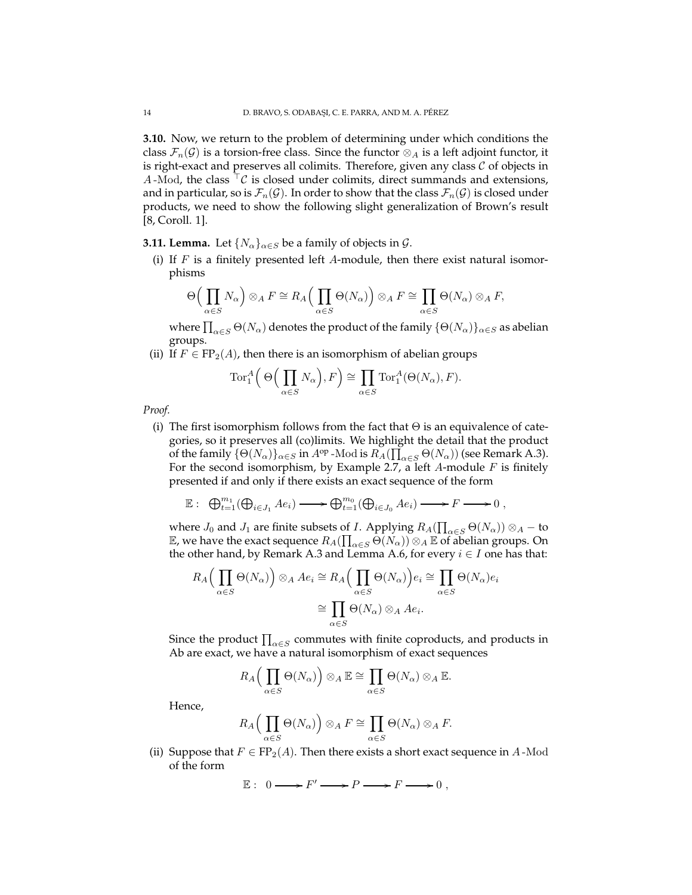**3.10.** Now, we return to the problem of determining under which conditions the class $\mathcal{F}_n(\mathcal{G})$ is a torsion-free class. Since the functor $\otimes_A$ is a left adjoint functor, it is right-exact and preserves all colimits. Therefore, given any class $\mathcal{C}$ of objects in $A\text{-Mod}$, the class ${}^{\top}\mathcal{C}$ is closed under colimits, direct summands and extensions, and in particular, so is $\mathcal{F}_n(\mathcal{G})$. In order to show that the class $\mathcal{F}_n(\mathcal{G})$ is closed under products, we need to show the following slight generalization of Brown's result [8, Coroll. 1].

**3.11. Lemma.** Let $\{N_\alpha\}_{\alpha \in S}$ be a family of objects in $\mathcal{G}$.

(i) If $F$ is a finitely presented left $A$-module, then there exist natural isomorphisms

$$\Theta\Big(\prod_{\alpha \in S} N_\alpha\Big) \otimes_A F \cong R_A\Big(\prod_{\alpha \in S} \Theta(N_\alpha)\Big) \otimes_A F \cong \prod_{\alpha \in S} \Theta(N_\alpha) \otimes_A F,$$

where $\prod_{\alpha \in S} \Theta(N_\alpha)$ denotes the product of the family $\{\Theta(N_\alpha)\}_{\alpha \in S}$ as abelian groups.

(ii) If $F \in \mathrm{FP}_2(A)$, then there is an isomorphism of abelian groups

$$\mathrm{Tor}_1^A\Big(\Theta\Big(\prod_{\alpha \in S} N_\alpha\Big), F\Big) \cong \prod_{\alpha \in S} \mathrm{Tor}_1^A(\Theta(N_\alpha), F).$$

*Proof.*

(i) The first isomorphism follows from the fact that $\Theta$ is an equivalence of categories, so it preserves all (co)limits. We highlight the detail that the product of the family $\{\Theta(N_\alpha)\}_{\alpha \in S}$ in $A^{\mathrm{op}}\text{-Mod}$ is $R_A(\prod_{\alpha \in S} \Theta(N_\alpha))$ (see Remark A.3). For the second isomorphism, by Example 2.7, a left $A$-module $F$ is finitely presented if and only if there exists an exact sequence of the form

$$\mathbb{E}: \ \bigoplus_{t=1}^{m_1}\big(\bigoplus_{i \in J_1} Ae_i\big) \longrightarrow \bigoplus_{t=1}^{m_0}\big(\bigoplus_{i \in J_0} Ae_i\big) \longrightarrow F \longrightarrow 0\ ,$$

where $J_0$ and $J_1$ are finite subsets of $I$. Applying $R_A(\prod_{\alpha \in S} \Theta(N_\alpha)) \otimes_A -$ to $\mathbb{E}$, we have the exact sequence $R_A(\prod_{\alpha \in S} \Theta(N_\alpha)) \otimes_A \mathbb{E}$ of abelian groups. On the other hand, by Remark A.3 and Lemma A.6, for every $i \in I$ one has that:

$$R_A\Big(\prod_{\alpha \in S} \Theta(N_\alpha)\Big) \otimes_A Ae_i \cong R_A\Big(\prod_{\alpha \in S} \Theta(N_\alpha)\Big)e_i \cong \prod_{\alpha \in S} \Theta(N_\alpha)e_i \cong \prod_{\alpha \in S} \Theta(N_\alpha) \otimes_A Ae_i.$$

Since the product $\prod_{\alpha \in S}$ commutes with finite coproducts, and products in Ab are exact, we have a natural isomorphism of exact sequences

$$R_A\Big(\prod_{\alpha \in S} \Theta(N_\alpha)\Big) \otimes_A \mathbb{E} \cong \prod_{\alpha \in S} \Theta(N_\alpha) \otimes_A \mathbb{E}.$$

Hence,

$$R_A\Big(\prod_{\alpha \in S} \Theta(N_\alpha)\Big) \otimes_A F \cong \prod_{\alpha \in S} \Theta(N_\alpha) \otimes_A F.$$

(ii) Suppose that $F \in \mathrm{FP}_2(A)$. Then there exists a short exact sequence in $A\text{-Mod}$ of the form

$$\mathbb{E}: \ 0 \longrightarrow F' \longrightarrow P \longrightarrow F \longrightarrow 0\ ,$$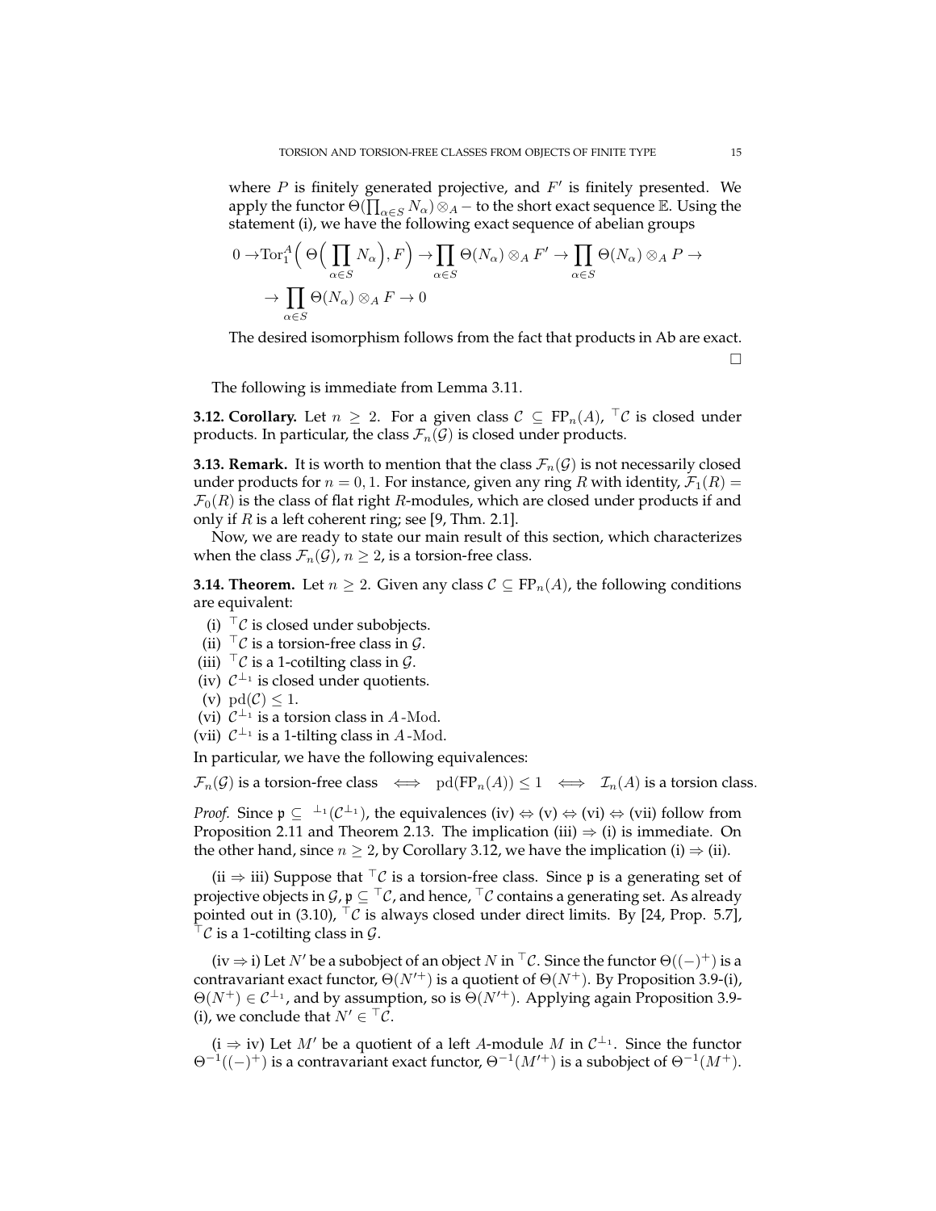where $P$ is finitely generated projective, and $F'$ is finitely presented. We apply the functor $\Theta(\prod_{\alpha \in S} N_\alpha) \otimes_A -$ to the short exact sequence $\mathbb{E}$. Using the statement (i), we have the following exact sequence of abelian groups

$$0 \to \mathrm{Tor}_1^A\Big( \Theta\Big( \prod_{\alpha \in S} N_\alpha \Big), F \Big) \to \prod_{\alpha \in S} \Theta(N_\alpha) \otimes_A F' \to \prod_{\alpha \in S} \Theta(N_\alpha) \otimes_A P \to$$
$$\to \prod_{\alpha \in S} \Theta(N_\alpha) \otimes_A F \to 0$$

The desired isomorphism follows from the fact that products in Ab are exact. □

The following is immediate from Lemma 3.11.

**3.12. Corollary.** Let $n \geq 2$. For a given class $\mathcal{C} \subseteq \mathrm{FP}_n(A)$, ${}^{\top}\mathcal{C}$ is closed under products. In particular, the class $\mathcal{F}_n(\mathcal{G})$ is closed under products.

**3.13. Remark.** It is worth to mention that the class $\mathcal{F}_n(\mathcal{G})$ is not necessarily closed under products for $n = 0, 1$. For instance, given any ring $R$ with identity, $\mathcal{F}_1(R) = \mathcal{F}_0(R)$ is the class of flat right $R$-modules, which are closed under products if and only if $R$ is a left coherent ring; see [9, Thm. 2.1].

Now, we are ready to state our main result of this section, which characterizes when the class $\mathcal{F}_n(\mathcal{G})$, $n \geq 2$, is a torsion-free class.

**3.14. Theorem.** Let $n \geq 2$. Given any class $\mathcal{C} \subseteq \mathrm{FP}_n(A)$, the following conditions are equivalent:

(i) ${}^{\top}\mathcal{C}$ is closed under subobjects.
(ii) ${}^{\top}\mathcal{C}$ is a torsion-free class in $\mathcal{G}$.
(iii) ${}^{\top}\mathcal{C}$ is a 1-cotilting class in $\mathcal{G}$.
(iv) $\mathcal{C}^{\perp_1}$ is closed under quotients.
(v) $\mathrm{pd}(\mathcal{C}) \leq 1$.
(vi) $\mathcal{C}^{\perp_1}$ is a torsion class in $A$-Mod.
(vii) $\mathcal{C}^{\perp_1}$ is a 1-tilting class in $A$-Mod.

In particular, we have the following equivalences:

$$\mathcal{F}_n(\mathcal{G}) \text{ is a torsion-free class} \iff \mathrm{pd}(\mathrm{FP}_n(A)) \leq 1 \iff \mathcal{I}_n(A) \text{ is a torsion class.}$$

*Proof.* Since $\mathfrak{p} \subseteq {}^{\perp_1}(\mathcal{C}^{\perp_1})$, the equivalences (iv) $\Leftrightarrow$ (v) $\Leftrightarrow$ (vi) $\Leftrightarrow$ (vii) follow from Proposition 2.11 and Theorem 2.13. The implication (iii) $\Rightarrow$ (i) is immediate. On the other hand, since $n \geq 2$, by Corollary 3.12, we have the implication (i) $\Rightarrow$ (ii).

(ii $\Rightarrow$ iii) Suppose that ${}^{\top}\mathcal{C}$ is a torsion-free class. Since $\mathfrak{p}$ is a generating set of projective objects in $\mathcal{G}$, $\mathfrak{p} \subseteq {}^{\top}\mathcal{C}$, and hence, ${}^{\top}\mathcal{C}$ contains a generating set. As already pointed out in (3.10), ${}^{\top}\mathcal{C}$ is always closed under direct limits. By [24, Prop. 5.7], ${}^{\top}\mathcal{C}$ is a 1-cotilting class in $\mathcal{G}$.

(iv $\Rightarrow$ i) Let $N'$ be a subobject of an object $N$ in ${}^{\top}\mathcal{C}$. Since the functor $\Theta((-)^+)$ is a contravariant exact functor, $\Theta(N'^+)$ is a quotient of $\Theta(N^+)$. By Proposition 3.9-(i), $\Theta(N^+) \in \mathcal{C}^{\perp_1}$, and by assumption, so is $\Theta(N'^+)$. Applying again Proposition 3.9-(i), we conclude that $N' \in {}^{\top}\mathcal{C}$.

(i $\Rightarrow$ iv) Let $M'$ be a quotient of a left $A$-module $M$ in $\mathcal{C}^{\perp_1}$. Since the functor $\Theta^{-1}((-)^+)$ is a contravariant exact functor, $\Theta^{-1}(M'^+)$ is a subobject of $\Theta^{-1}(M^+)$.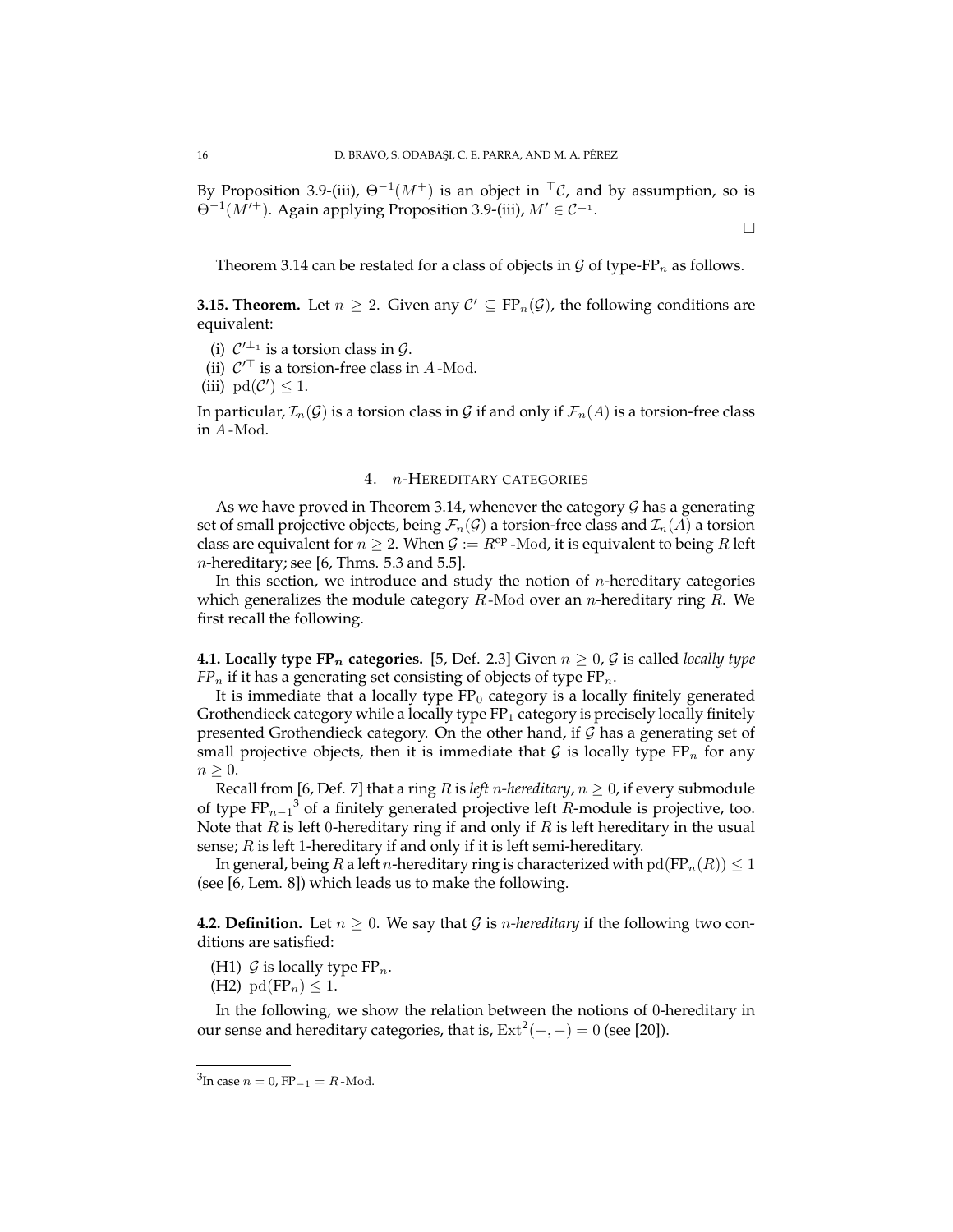By Proposition 3.9-(iii), $\Theta^{-1}(M^+)$ is an object in ${}^{\top}\mathcal{C}$, and by assumption, so is $\Theta^{-1}(M'^+)$. Again applying Proposition 3.9-(iii), $M' \in \mathcal{C}^{\perp_1}$.

□

Theorem 3.14 can be restated for a class of objects in $\mathcal{G}$ of type-$\mathrm{FP}_n$ as follows.

**3.15. Theorem.** Let $n \geq 2$. Given any $\mathcal{C}' \subseteq \mathrm{FP}_n(\mathcal{G})$, the following conditions are equivalent:

(i) $\mathcal{C}'^{\perp_1}$ is a torsion class in $\mathcal{G}$.
(ii) $\mathcal{C}'^{\top}$ is a torsion-free class in $A\text{-Mod}$.
(iii) $\mathrm{pd}(\mathcal{C}') \leq 1$.

In particular, $\mathcal{I}_n(\mathcal{G})$ is a torsion class in $\mathcal{G}$ if and only if $\mathcal{F}_n(A)$ is a torsion-free class in $A\text{-Mod}$.

## 4. $n$-HEREDITARY CATEGORIES

As we have proved in Theorem 3.14, whenever the category $\mathcal{G}$ has a generating set of small projective objects, being $\mathcal{F}_n(\mathcal{G})$ a torsion-free class and $\mathcal{I}_n(A)$ a torsion class are equivalent for $n \geq 2$. When $\mathcal{G} := R^{\mathrm{op}}\text{-Mod}$, it is equivalent to being $R$ left $n$-hereditary; see [6, Thms. 5.3 and 5.5].

In this section, we introduce and study the notion of $n$-hereditary categories which generalizes the module category $R\text{-Mod}$ over an $n$-hereditary ring $R$. We first recall the following.

**4.1. Locally type $\mathrm{FP}_n$ categories.** [5, Def. 2.3] Given $n \geq 0$, $\mathcal{G}$ is called *locally type $FP_n$* if it has a generating set consisting of objects of type $\mathrm{FP}_n$.

It is immediate that a locally type $\mathrm{FP}_0$ category is a locally finitely generated Grothendieck category while a locally type $\mathrm{FP}_1$ category is precisely locally finitely presented Grothendieck category. On the other hand, if $\mathcal{G}$ has a generating set of small projective objects, then it is immediate that $\mathcal{G}$ is locally type $\mathrm{FP}_n$ for any $n \geq 0$.

Recall from [6, Def. 7] that a ring $R$ is *left $n$-hereditary*, $n \geq 0$, if every submodule of type $\mathrm{FP}_{n-1}$[3] of a finitely generated projective left $R$-module is projective, too. Note that $R$ is left 0-hereditary ring if and only if $R$ is left hereditary in the usual sense; $R$ is left 1-hereditary if and only if it is left semi-hereditary.

In general, being $R$ a left $n$-hereditary ring is characterized with $\mathrm{pd}(\mathrm{FP}_n(R)) \leq 1$ (see [6, Lem. 8]) which leads us to make the following.

**4.2. Definition.** Let $n \geq 0$. We say that $\mathcal{G}$ is *$n$-hereditary* if the following two conditions are satisfied:

(H1) $\mathcal{G}$ is locally type $\mathrm{FP}_n$.
(H2) $\mathrm{pd}(\mathrm{FP}_n) \leq 1$.

In the following, we show the relation between the notions of 0-hereditary in our sense and hereditary categories, that is, $\mathrm{Ext}^2(-,-) = 0$ (see [20]).

---

[3] In case $n = 0$, $\mathrm{FP}_{-1} = R\text{-Mod}$.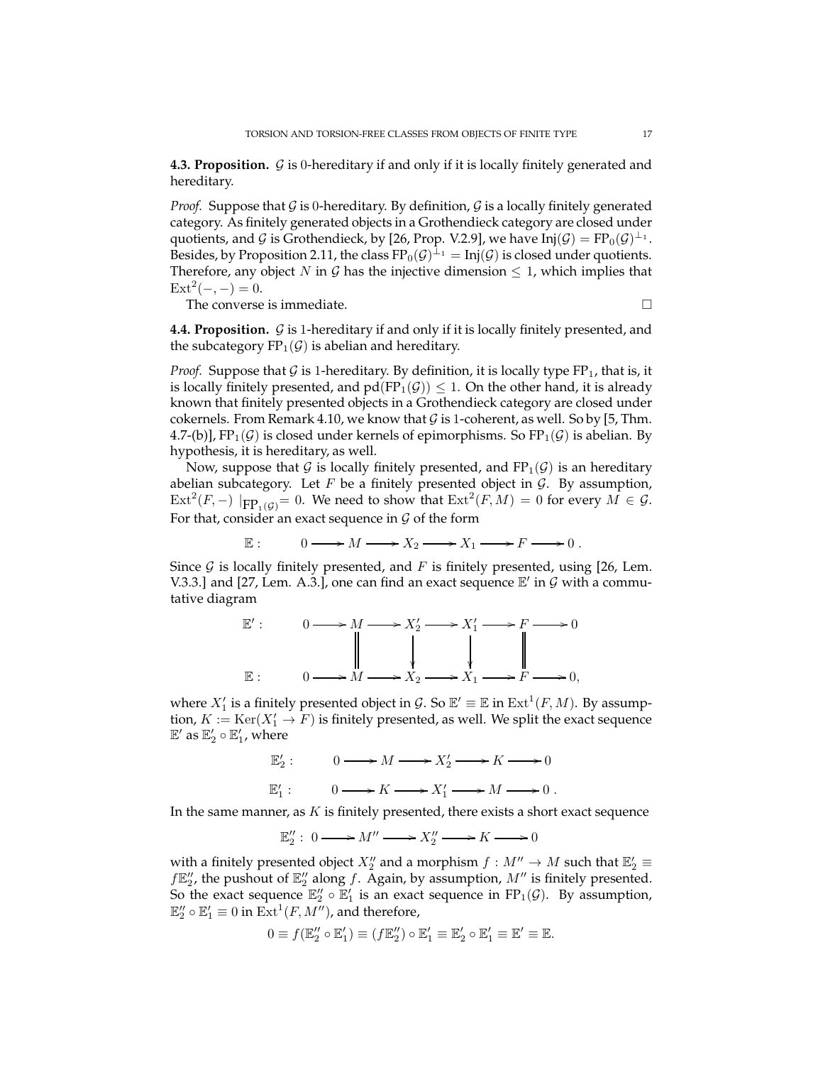**4.3. Proposition.** $\mathcal{G}$ is 0-hereditary if and only if it is locally finitely generated and hereditary.

*Proof.* Suppose that $\mathcal{G}$ is 0-hereditary. By definition, $\mathcal{G}$ is a locally finitely generated category. As finitely generated objects in a Grothendieck category are closed under quotients, and $\mathcal{G}$ is Grothendieck, by [26, Prop. V.2.9], we have $\mathrm{Inj}(\mathcal{G}) = \mathrm{FP}_0(\mathcal{G})^{\perp_1}$. Besides, by Proposition 2.11, the class $\mathrm{FP}_0(\mathcal{G})^{\perp_1} = \mathrm{Inj}(\mathcal{G})$ is closed under quotients. Therefore, any object $N$ in $\mathcal{G}$ has the injective dimension $\leq 1$, which implies that $\mathrm{Ext}^2(-,-) = 0$.

The converse is immediate. □

**4.4. Proposition.** $\mathcal{G}$ is 1-hereditary if and only if it is locally finitely presented, and the subcategory $\mathrm{FP}_1(\mathcal{G})$ is abelian and hereditary.

*Proof.* Suppose that $\mathcal{G}$ is 1-hereditary. By definition, it is locally type $\mathrm{FP}_1$, that is, it is locally finitely presented, and $\mathrm{pd}(\mathrm{FP}_1(\mathcal{G})) \leq 1$. On the other hand, it is already known that finitely presented objects in a Grothendieck category are closed under cokernels. From Remark 4.10, we know that $\mathcal{G}$ is 1-coherent, as well. So by [5, Thm. 4.7-(b)], $\mathrm{FP}_1(\mathcal{G})$ is closed under kernels of epimorphisms. So $\mathrm{FP}_1(\mathcal{G})$ is abelian. By hypothesis, it is hereditary, as well.

Now, suppose that $\mathcal{G}$ is locally finitely presented, and $\mathrm{FP}_1(\mathcal{G})$ is an hereditary abelian subcategory. Let $F$ be a finitely presented object in $\mathcal{G}$. By assumption, $\mathrm{Ext}^2(F,-)\mid_{\mathrm{FP}_1(\mathcal{G})} = 0$. We need to show that $\mathrm{Ext}^2(F,M) = 0$ for every $M \in \mathcal{G}$. For that, consider an exact sequence in $\mathcal{G}$ of the form

$$\mathbb{E}: \qquad 0 \longrightarrow M \longrightarrow X_2 \longrightarrow X_1 \longrightarrow F \longrightarrow 0\,.$$

Since $\mathcal{G}$ is locally finitely presented, and $F$ is finitely presented, using [26, Lem. V.3.3.] and [27, Lem. A.3.], one can find an exact sequence $\mathbb{E}'$ in $\mathcal{G}$ with a commutative diagram

$$\begin{array}{llllllllll}
\mathbb{E}': & 0 \longrightarrow & M & \longrightarrow & X_2' & \longrightarrow & X_1' & \longrightarrow & F & \longrightarrow 0 \\
 & & \| & & \downarrow & & \downarrow & & \| & \\
\mathbb{E}: & 0 \longrightarrow & M & \longrightarrow & X_2 & \longrightarrow & X_1 & \longrightarrow & F & \longrightarrow 0,
\end{array}$$

where $X_1'$ is a finitely presented object in $\mathcal{G}$. So $\mathbb{E}' \equiv \mathbb{E}$ in $\mathrm{Ext}^1(F,M)$. By assumption, $K := \mathrm{Ker}(X_1' \to F)$ is finitely presented, as well. We split the exact sequence $\mathbb{E}'$ as $\mathbb{E}_2' \circ \mathbb{E}_1'$, where

$$\mathbb{E}_2': \qquad 0 \longrightarrow M \longrightarrow X_2' \longrightarrow K \longrightarrow 0$$

$$\mathbb{E}_1': \qquad 0 \longrightarrow K \longrightarrow X_1' \longrightarrow M \longrightarrow 0\,.$$

In the same manner, as $K$ is finitely presented, there exists a short exact sequence

$$\mathbb{E}_2'': \ 0 \longrightarrow M'' \longrightarrow X_2'' \longrightarrow K \longrightarrow 0$$

with a finitely presented object $X_2''$ and a morphism $f : M'' \to M$ such that $\mathbb{E}_2' \equiv f\mathbb{E}_2''$, the pushout of $\mathbb{E}_2''$ along $f$. Again, by assumption, $M''$ is finitely presented. So the exact sequence $\mathbb{E}_2'' \circ \mathbb{E}_1'$ is an exact sequence in $\mathrm{FP}_1(\mathcal{G})$. By assumption, $\mathbb{E}_2'' \circ \mathbb{E}_1' \equiv 0$ in $\mathrm{Ext}^1(F, M'')$, and therefore,

$$0 \equiv f(\mathbb{E}_2'' \circ \mathbb{E}_1') \equiv (f\mathbb{E}_2'') \circ \mathbb{E}_1' \equiv \mathbb{E}_2' \circ \mathbb{E}_1' \equiv \mathbb{E}' \equiv \mathbb{E}.$$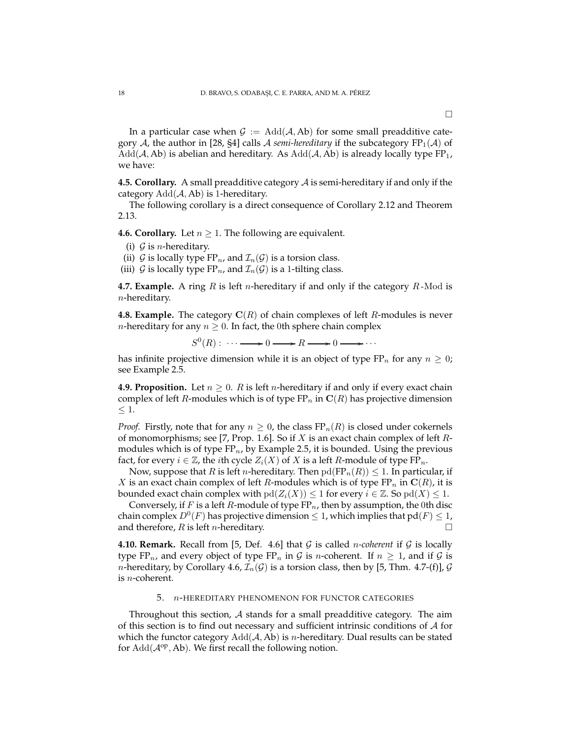□

In a particular case when $\mathcal{G} := \mathrm{Add}(\mathcal{A}, \mathrm{Ab})$ for some small preadditive category $\mathcal{A}$, the author in [28, §4] calls $\mathcal{A}$ *semi-hereditary* if the subcategory $\mathrm{FP}_1(\mathcal{A})$ of $\mathrm{Add}(\mathcal{A}, \mathrm{Ab})$ is abelian and hereditary. As $\mathrm{Add}(\mathcal{A}, \mathrm{Ab})$ is already locally type $\mathrm{FP}_1$, we have:

**4.5. Corollary.** A small preadditive category $\mathcal{A}$ is semi-hereditary if and only if the category $\mathrm{Add}(\mathcal{A}, \mathrm{Ab})$ is 1-hereditary.

The following corollary is a direct consequence of Corollary 2.12 and Theorem 2.13.

**4.6. Corollary.** Let $n \geq 1$. The following are equivalent.

(i) $\mathcal{G}$ is $n$-hereditary.
(ii) $\mathcal{G}$ is locally type $\mathrm{FP}_n$, and $\mathcal{I}_n(\mathcal{G})$ is a torsion class.
(iii) $\mathcal{G}$ is locally type $\mathrm{FP}_n$, and $\mathcal{I}_n(\mathcal{G})$ is a 1-tilting class.

**4.7. Example.** A ring $R$ is left $n$-hereditary if and only if the category $R\text{-Mod}$ is $n$-hereditary.

**4.8. Example.** The category $\mathbf{C}(R)$ of chain complexes of left $R$-modules is never $n$-hereditary for any $n \geq 0$. In fact, the 0th sphere chain complex

$$S^0(R) : \cdots \longrightarrow 0 \longrightarrow R \longrightarrow 0 \longrightarrow \cdots$$

has infinite projective dimension while it is an object of type $\mathrm{FP}_n$ for any $n \geq 0$; see Example 2.5.

**4.9. Proposition.** Let $n \geq 0$. $R$ is left $n$-hereditary if and only if every exact chain complex of left $R$-modules which is of type $\mathrm{FP}_n$ in $\mathbf{C}(R)$ has projective dimension $\leq 1$.

*Proof.* Firstly, note that for any $n \geq 0$, the class $\mathrm{FP}_n(R)$ is closed under cokernels of monomorphisms; see [7, Prop. 1.6]. So if $X$ is an exact chain complex of left $R$-modules which is of type $\mathrm{FP}_n$, by Example 2.5, it is bounded. Using the previous fact, for every $i \in \mathbb{Z}$, the $i$th cycle $Z_i(X)$ of $X$ is a left $R$-module of type $\mathrm{FP}_n$.

Now, suppose that $R$ is left $n$-hereditary. Then $\mathrm{pd}(\mathrm{FP}_n(R)) \leq 1$. In particular, if $X$ is an exact chain complex of left $R$-modules which is of type $\mathrm{FP}_n$ in $\mathbf{C}(R)$, it is bounded exact chain complex with $\mathrm{pd}(Z_i(X)) \leq 1$ for every $i \in \mathbb{Z}$. So $\mathrm{pd}(X) \leq 1$.

Conversely, if $F$ is a left $R$-module of type $\mathrm{FP}_n$, then by assumption, the 0th disc chain complex $D^0(F)$ has projective dimension $\leq 1$, which implies that $\mathrm{pd}(F) \leq 1$, and therefore, $R$ is left $n$-hereditary. □

**4.10. Remark.** Recall from [5, Def. 4.6] that $\mathcal{G}$ is called *$n$-coherent* if $\mathcal{G}$ is locally type $\mathrm{FP}_n$, and every object of type $\mathrm{FP}_n$ in $\mathcal{G}$ is $n$-coherent. If $n \geq 1$, and if $\mathcal{G}$ is $n$-hereditary, by Corollary 4.6, $\mathcal{I}_n(\mathcal{G})$ is a torsion class, then by [5, Thm. 4.7-(f)], $\mathcal{G}$ is $n$-coherent.

## 5. $n$-HEREDITARY PHENOMENON FOR FUNCTOR CATEGORIES

Throughout this section, $\mathcal{A}$ stands for a small preadditive category. The aim of this section is to find out necessary and sufficient intrinsic conditions of $\mathcal{A}$ for which the functor category $\mathrm{Add}(\mathcal{A}, \mathrm{Ab})$ is $n$-hereditary. Dual results can be stated for $\mathrm{Add}(\mathcal{A}^{\mathrm{op}}, \mathrm{Ab})$. We first recall the following notion.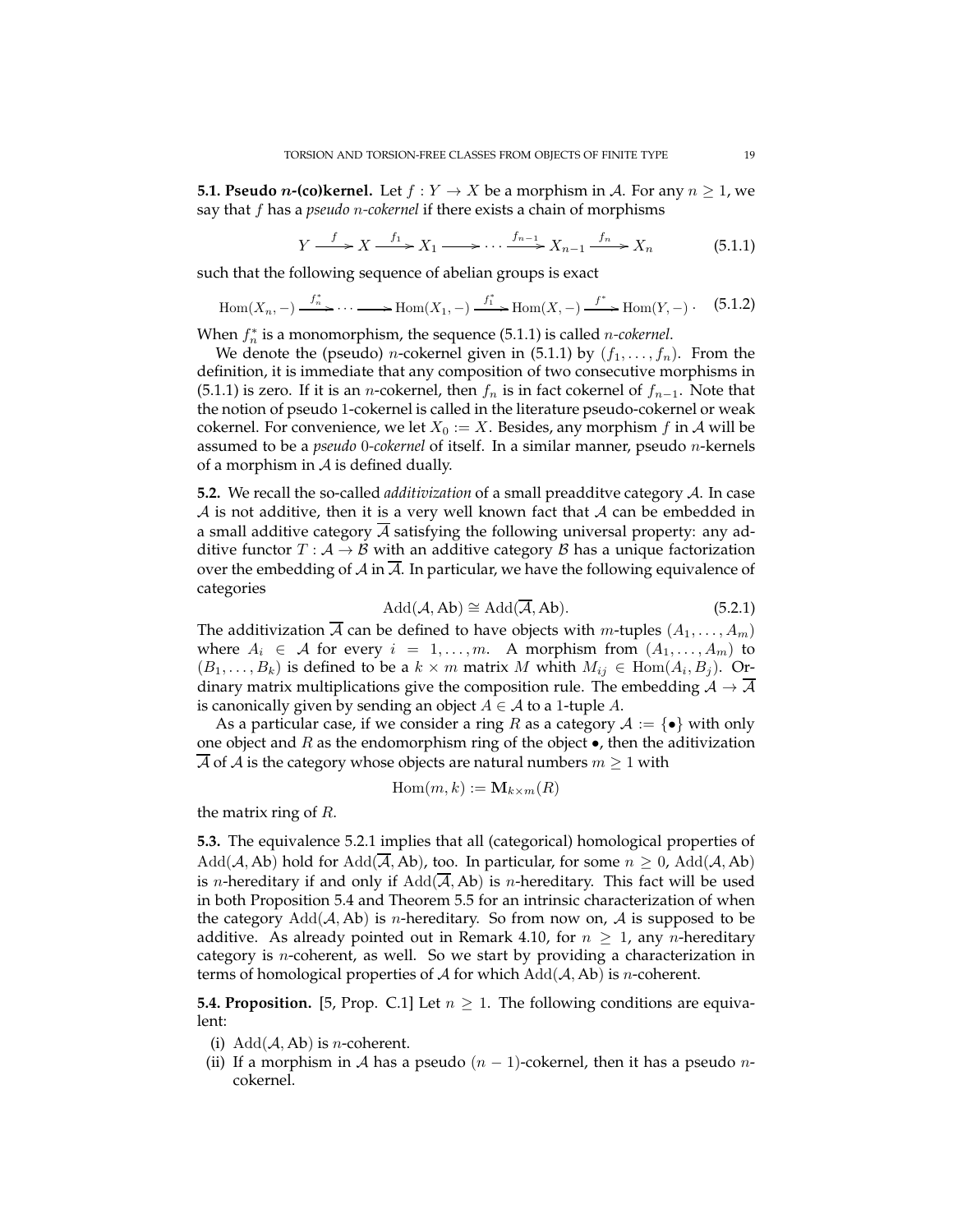**5.1. Pseudo $n$-(co)kernel.** Let $f : Y \to X$ be a morphism in $\mathcal{A}$. For any $n \geq 1$, we say that $f$ has a *pseudo $n$-cokernel* if there exists a chain of morphisms

$$Y \xrightarrow{f} X \xrightarrow{f_1} X_1 \longrightarrow \cdots \xrightarrow{f_{n-1}} X_{n-1} \xrightarrow{f_n} X_n \tag{5.1.1}$$

such that the following sequence of abelian groups is exact

$$\mathrm{Hom}(X_n, -) \xrightarrow{f_n^*} \cdots \longrightarrow \mathrm{Hom}(X_1, -) \xrightarrow{f_1^*} \mathrm{Hom}(X, -) \xrightarrow{f^*} \mathrm{Hom}(Y, -)\,. \tag{5.1.2}$$

When $f_n^*$ is a monomorphism, the sequence (5.1.1) is called *$n$-cokernel*.

We denote the (pseudo) $n$-cokernel given in (5.1.1) by $(f_1, \ldots, f_n)$. From the definition, it is immediate that any composition of two consecutive morphisms in (5.1.1) is zero. If it is an $n$-cokernel, then $f_n$ is in fact cokernel of $f_{n-1}$. Note that the notion of pseudo 1-cokernel is called in the literature pseudo-cokernel or weak cokernel. For convenience, we let $X_0 := X$. Besides, any morphism $f$ in $\mathcal{A}$ will be assumed to be a *pseudo 0-cokernel* of itself. In a similar manner, pseudo $n$-kernels of a morphism in $\mathcal{A}$ is defined dually.

**5.2.** We recall the so-called *additivization* of a small preadditve category $\mathcal{A}$. In case $\mathcal{A}$ is not additive, then it is a very well known fact that $\mathcal{A}$ can be embedded in a small additive category $\overline{\mathcal{A}}$ satisfying the following universal property: any additive functor $T : \mathcal{A} \to \mathcal{B}$ with an additive category $\mathcal{B}$ has a unique factorization over the embedding of $\mathcal{A}$ in $\overline{\mathcal{A}}$. In particular, we have the following equivalence of categories

$$\mathrm{Add}(\mathcal{A}, \mathrm{Ab}) \cong \mathrm{Add}(\overline{\mathcal{A}}, \mathrm{Ab}). \tag{5.2.1}$$

The additivization $\overline{\mathcal{A}}$ can be defined to have objects with $m$-tuples $(A_1, \ldots, A_m)$ where $A_i \in \mathcal{A}$ for every $i = 1, \ldots, m$. A morphism from $(A_1, \ldots, A_m)$ to $(B_1, \ldots, B_k)$ is defined to be a $k \times m$ matrix $M$ whith $M_{ij} \in \mathrm{Hom}(A_i, B_j)$. Ordinary matrix multiplications give the composition rule. The embedding $\mathcal{A} \to \overline{\mathcal{A}}$ is canonically given by sending an object $A \in \mathcal{A}$ to a 1-tuple $A$.

As a particular case, if we consider a ring $R$ as a category $\mathcal{A} := \{\bullet\}$ with only one object and $R$ as the endomorphism ring of the object $\bullet$, then the aditivization $\overline{\mathcal{A}}$ of $\mathcal{A}$ is the category whose objects are natural numbers $m \geq 1$ with

$$\mathrm{Hom}(m, k) := \mathbf{M}_{k \times m}(R)$$

the matrix ring of $R$.

**5.3.** The equivalence 5.2.1 implies that all (categorical) homological properties of $\mathrm{Add}(\mathcal{A}, \mathrm{Ab})$ hold for $\mathrm{Add}(\overline{\mathcal{A}}, \mathrm{Ab})$, too. In particular, for some $n \geq 0$, $\mathrm{Add}(\mathcal{A}, \mathrm{Ab})$ is $n$-hereditary if and only if $\mathrm{Add}(\overline{\mathcal{A}}, \mathrm{Ab})$ is $n$-hereditary. This fact will be used in both Proposition 5.4 and Theorem 5.5 for an intrinsic characterization of when the category $\mathrm{Add}(\mathcal{A}, \mathrm{Ab})$ is $n$-hereditary. So from now on, $\mathcal{A}$ is supposed to be additive. As already pointed out in Remark 4.10, for $n \geq 1$, any $n$-hereditary category is $n$-coherent, as well. So we start by providing a characterization in terms of homological properties of $\mathcal{A}$ for which $\mathrm{Add}(\mathcal{A}, \mathrm{Ab})$ is $n$-coherent.

**5.4. Proposition.** [5, Prop. C.1] Let $n \geq 1$. The following conditions are equivalent:

(i) $\mathrm{Add}(\mathcal{A}, \mathrm{Ab})$ is $n$-coherent.

(ii) If a morphism in $\mathcal{A}$ has a pseudo $(n-1)$-cokernel, then it has a pseudo $n$-cokernel.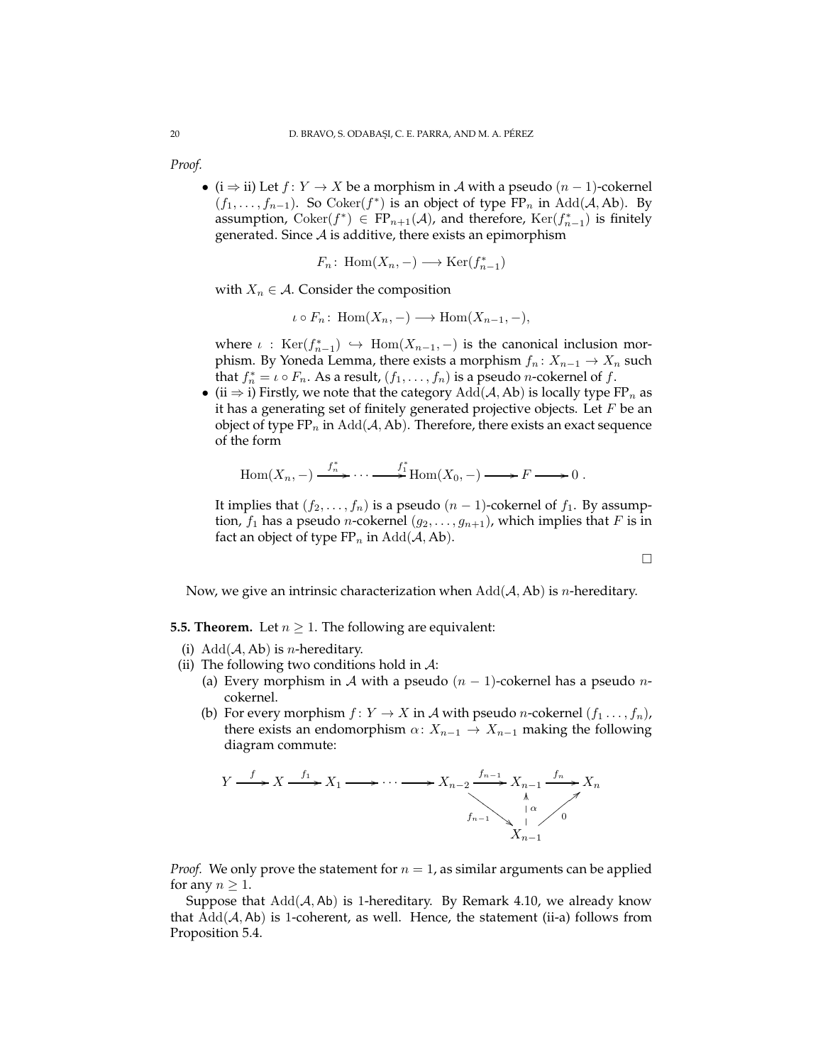*Proof.*

- (i $\Rightarrow$ ii) Let $f\colon Y \to X$ be a morphism in $\mathcal{A}$ with a pseudo $(n-1)$-cokernel $(f_1, \dots, f_{n-1})$. So $\mathrm{Coker}(f^*)$ is an object of type $\mathrm{FP}_n$ in $\mathrm{Add}(\mathcal{A}, \mathsf{Ab})$. By assumption, $\mathrm{Coker}(f^*) \in \mathrm{FP}_{n+1}(\mathcal{A})$, and therefore, $\mathrm{Ker}(f^*_{n-1})$ is finitely generated. Since $\mathcal{A}$ is additive, there exists an epimorphism

$$F_n\colon \mathrm{Hom}(X_n, -) \longrightarrow \mathrm{Ker}(f^*_{n-1})$$

with $X_n \in \mathcal{A}$. Consider the composition

$$\iota \circ F_n\colon \mathrm{Hom}(X_n, -) \longrightarrow \mathrm{Hom}(X_{n-1}, -),$$

where $\iota : \mathrm{Ker}(f^*_{n-1}) \hookrightarrow \mathrm{Hom}(X_{n-1}, -)$ is the canonical inclusion morphism. By Yoneda Lemma, there exists a morphism $f_n\colon X_{n-1} \to X_n$ such that $f^*_n = \iota \circ F_n$. As a result, $(f_1, \dots, f_n)$ is a pseudo $n$-cokernel of $f$.

- (ii $\Rightarrow$ i) Firstly, we note that the category $\mathrm{Add}(\mathcal{A}, \mathsf{Ab})$ is locally type $\mathrm{FP}_n$ as it has a generating set of finitely generated projective objects. Let $F$ be an object of type $\mathrm{FP}_n$ in $\mathrm{Add}(\mathcal{A}, \mathrm{Ab})$. Therefore, there exists an exact sequence of the form

$$\mathrm{Hom}(X_n, -) \xrightarrow{f^*_n} \cdots \xrightarrow{f^*_1} \mathrm{Hom}(X_0, -) \longrightarrow F \longrightarrow 0\ .$$

It implies that $(f_2, \dots, f_n)$ is a pseudo $(n-1)$-cokernel of $f_1$. By assumption, $f_1$ has a pseudo $n$-cokernel $(g_2, \dots, g_{n+1})$, which implies that $F$ is in fact an object of type $\mathrm{FP}_n$ in $\mathrm{Add}(\mathcal{A}, \mathrm{Ab})$.

$\square$

Now, we give an intrinsic characterization when $\mathrm{Add}(\mathcal{A}, \mathrm{Ab})$ is $n$-hereditary.

**5.5. Theorem.** Let $n \geq 1$. The following are equivalent:

(i) $\mathrm{Add}(\mathcal{A}, \mathrm{Ab})$ is $n$-hereditary.

(ii) The following two conditions hold in $\mathcal{A}$:

(a) Every morphism in $\mathcal{A}$ with a pseudo $(n-1)$-cokernel has a pseudo $n$-cokernel.

(b) For every morphism $f\colon Y \to X$ in $\mathcal{A}$ with pseudo $n$-cokernel $(f_1 \dots, f_n)$, there exists an endomorphism $\alpha\colon X_{n-1} \to X_{n-1}$ making the following diagram commute:

$$\begin{array}{ccccccccccccc}
Y & \xrightarrow{f} & X & \xrightarrow{f_1} & X_1 & \longrightarrow & \cdots & \longrightarrow & X_{n-2} & \xrightarrow{f_{n-1}} & X_{n-1} & \xrightarrow{f_n} & X_n \\
 & & & & & & & & & \searrow^{f_{n-1}} & \uparrow \alpha & \nearrow_{0} & \\
 & & & & & & & & & & X_{n-1} & &
\end{array}$$

*Proof.* We only prove the statement for $n = 1$, as similar arguments can be applied for any $n \geq 1$.

Suppose that $\mathrm{Add}(\mathcal{A}, \mathsf{Ab})$ is 1-hereditary. By Remark 4.10, we already know that $\mathrm{Add}(\mathcal{A}, \mathsf{Ab})$ is 1-coherent, as well. Hence, the statement (ii-a) follows from Proposition 5.4.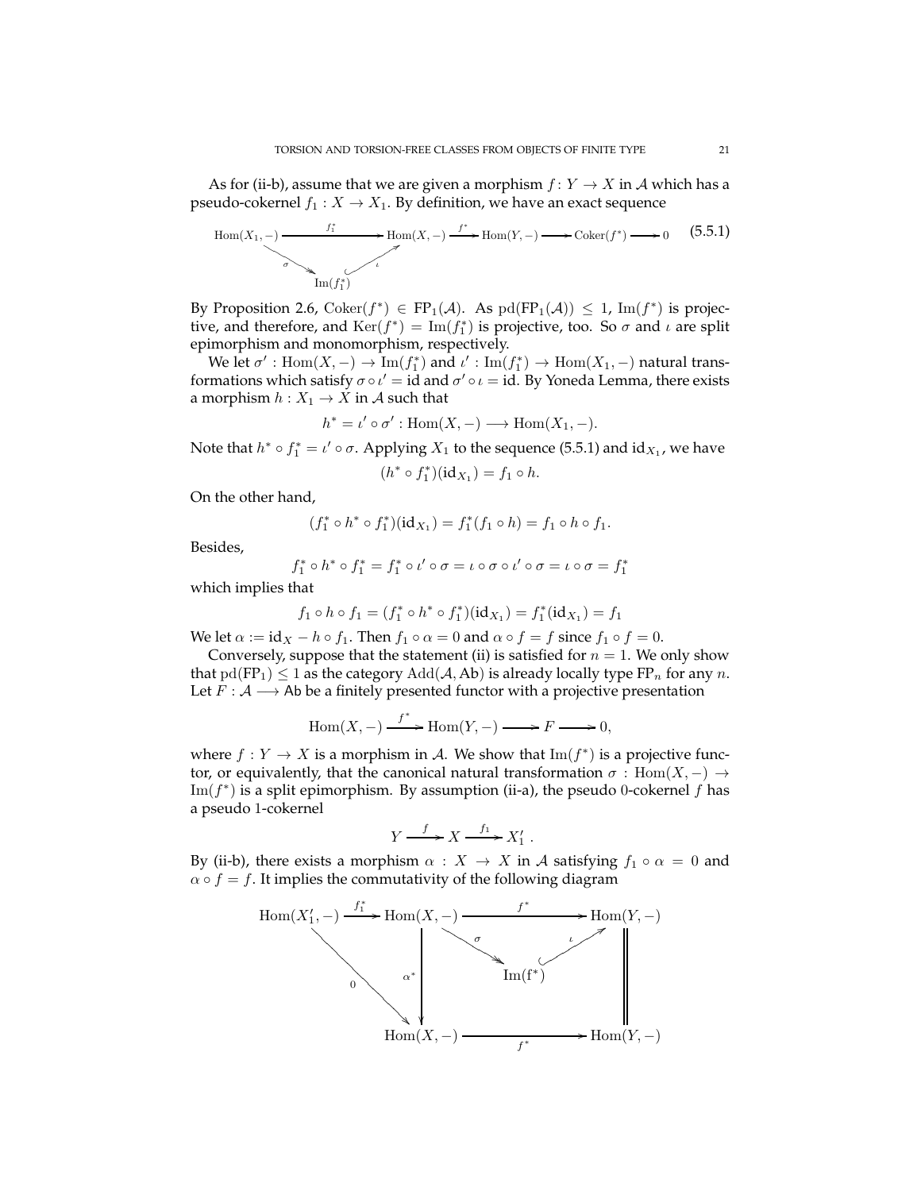As for (ii-b), assume that we are given a morphism $f\colon Y \to X$ in $\mathcal{A}$ which has a pseudo-cokernel $f_1 : X \to X_1$. By definition, we have an exact sequence

$$\begin{array}{c} \mathrm{Hom}(X_1, -) \xrightarrow{f_1^*} \mathrm{Hom}(X, -) \xrightarrow{f^*} \mathrm{Hom}(Y, -) \longrightarrow \mathrm{Coker}(f^*) \longrightarrow 0 \\ \mathrm{Hom}(X_1,-) \overset{\sigma}{\twoheadrightarrow} \mathrm{Im}(f_1^*) \overset{\iota}{\hookrightarrow} \mathrm{Hom}(X,-) \end{array} \tag{5.5.1}$$

By Proposition 2.6, $\mathrm{Coker}(f^*) \in \mathsf{FP}_1(\mathcal{A})$. As $\mathrm{pd}(\mathsf{FP}_1(\mathcal{A})) \leq 1$, $\mathrm{Im}(f^*)$ is projective, and therefore, and $\mathrm{Ker}(f^*) = \mathrm{Im}(f_1^*)$ is projective, too. So $\sigma$ and $\iota$ are split epimorphism and monomorphism, respectively.

We let $\sigma' : \mathrm{Hom}(X, -) \to \mathrm{Im}(f_1^*)$ and $\iota' : \mathrm{Im}(f_1^*) \to \mathrm{Hom}(X_1, -)$ natural transformations which satisfy $\sigma \circ \iota' = \mathrm{id}$ and $\sigma' \circ \iota = \mathrm{id}$. By Yoneda Lemma, there exists a morphism $h : X_1 \to X$ in $\mathcal{A}$ such that

$$h^* = \iota' \circ \sigma' : \mathrm{Hom}(X, -) \longrightarrow \mathrm{Hom}(X_1, -).$$

Note that $h^* \circ f_1^* = \iota' \circ \sigma$. Applying $X_1$ to the sequence (5.5.1) and $\mathrm{id}_{X_1}$, we have

$$(h^* \circ f_1^*)(\mathrm{id}_{X_1}) = f_1 \circ h.$$

On the other hand,

$$(f_1^* \circ h^* \circ f_1^*)(\mathrm{id}_{X_1}) = f_1^*(f_1 \circ h) = f_1 \circ h \circ f_1.$$

Besides,

$$f_1^* \circ h^* \circ f_1^* = f_1^* \circ \iota' \circ \sigma = \iota \circ \sigma \circ \iota' \circ \sigma = \iota \circ \sigma = f_1^*$$

which implies that

$$f_1 \circ h \circ f_1 = (f_1^* \circ h^* \circ f_1^*)(\mathrm{id}_{X_1}) = f_1^*(\mathrm{id}_{X_1}) = f_1$$

We let $\alpha := \mathrm{id}_X - h \circ f_1$. Then $f_1 \circ \alpha = 0$ and $\alpha \circ f = f$ since $f_1 \circ f = 0$.

Conversely, suppose that the statement (ii) is satisfied for $n = 1$. We only show that $\mathrm{pd}(\mathsf{FP}_1) \leq 1$ as the category $\mathrm{Add}(\mathcal{A}, \mathsf{Ab})$ is already locally type $\mathsf{FP}_n$ for any $n$. Let $F : \mathcal{A} \longrightarrow \mathsf{Ab}$ be a finitely presented functor with a projective presentation

$$\mathrm{Hom}(X, -) \xrightarrow{f^*} \mathrm{Hom}(Y, -) \longrightarrow F \longrightarrow 0,$$

where $f : Y \to X$ is a morphism in $\mathcal{A}$. We show that $\mathrm{Im}(f^*)$ is a projective functor, or equivalently, that the canonical natural transformation $\sigma : \mathrm{Hom}(X, -) \to \mathrm{Im}(f^*)$ is a split epimorphism. By assumption (ii-a), the pseudo 0-cokernel $f$ has a pseudo 1-cokernel

$$Y \xrightarrow{f} X \xrightarrow{f_1} X_1'.$$

By (ii-b), there exists a morphism $\alpha : X \to X$ in $\mathcal{A}$ satisfying $f_1 \circ \alpha = 0$ and $\alpha \circ f = f$. It implies the commutativity of the following diagram

$$\begin{array}{ccccc} \mathrm{Hom}(X_1', -) & \xrightarrow{f_1^*} & \mathrm{Hom}(X, -) & \xrightarrow{f^*} & \mathrm{Hom}(Y, -) \\ & \searrow^{0} & \downarrow{\alpha^*} & \overset{\sigma}{\searrow} \mathrm{Im(f^*)} \overset{\iota}{\nearrow} & \| \\ & & \mathrm{Hom}(X, -) & \xrightarrow[f^*]{} & \mathrm{Hom}(Y, -) \end{array}$$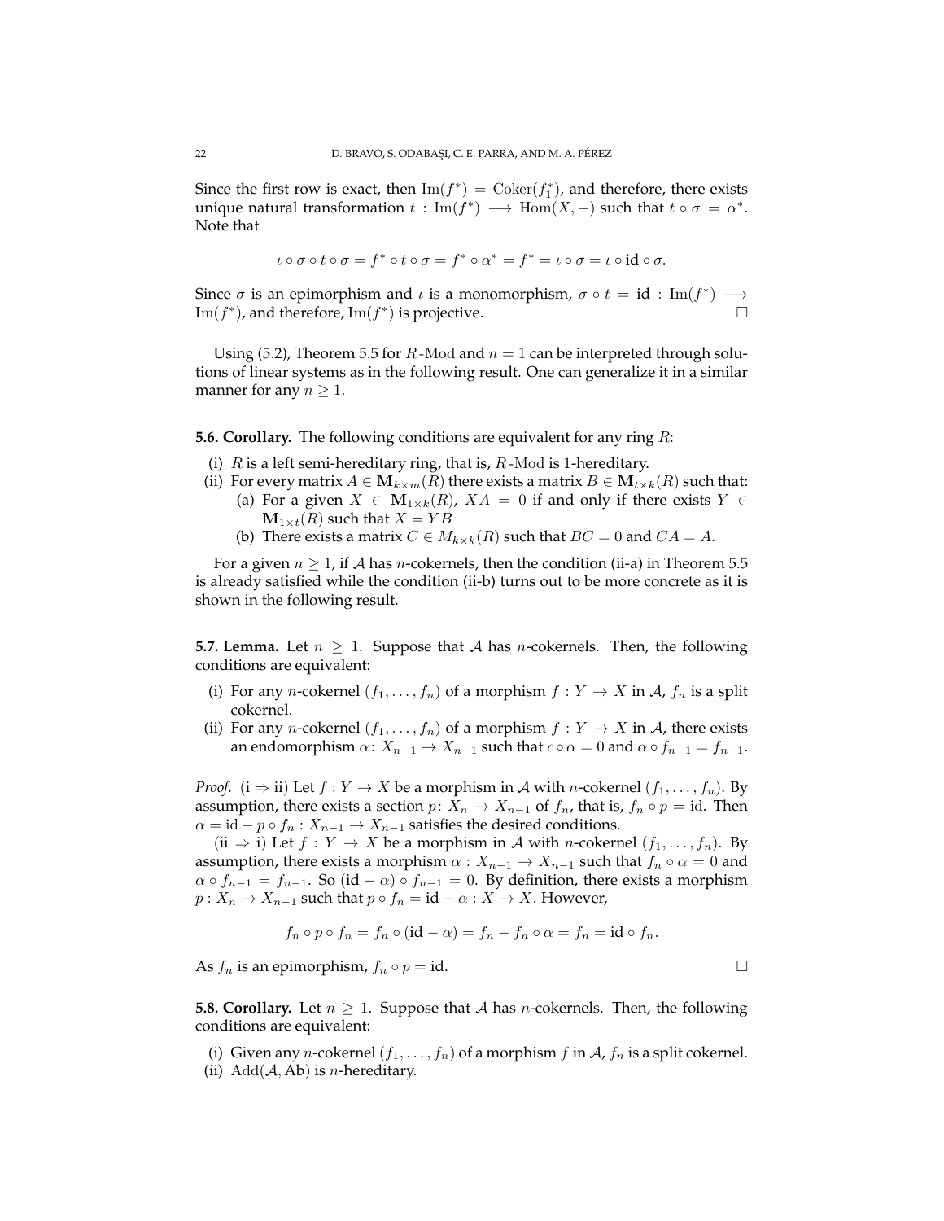Since the first row is exact, then $\mathrm{Im}(f^*) = \mathrm{Coker}(f_1^*)$, and therefore, there exists unique natural transformation $t : \mathrm{Im}(f^*) \longrightarrow \mathrm{Hom}(X, -)$ such that $t \circ \sigma = \alpha^*$. Note that

$$\iota \circ \sigma \circ t \circ \sigma = f^* \circ t \circ \sigma = f^* \circ \alpha^* = f^* = \iota \circ \sigma = \iota \circ \mathrm{id} \circ \sigma.$$

Since $\sigma$ is an epimorphism and $\iota$ is a monomorphism, $\sigma \circ t = \mathrm{id} : \mathrm{Im}(f^*) \longrightarrow \mathrm{Im}(f^*)$, and therefore, $\mathrm{Im}(f^*)$ is projective. □

Using (5.2), Theorem 5.5 for $R$-Mod and $n = 1$ can be interpreted through solutions of linear systems as in the following result. One can generalize it in a similar manner for any $n \geq 1$.

**5.6. Corollary.** The following conditions are equivalent for any ring $R$:

(i) $R$ is a left semi-hereditary ring, that is, $R$-Mod is 1-hereditary.
(ii) For every matrix $A \in \mathbf{M}_{k\times m}(R)$ there exists a matrix $B \in \mathbf{M}_{t\times k}(R)$ such that:
  (a) For a given $X \in \mathbf{M}_{1\times k}(R)$, $XA = 0$ if and only if there exists $Y \in \mathbf{M}_{1\times t}(R)$ such that $X = YB$
  (b) There exists a matrix $C \in M_{k\times k}(R)$ such that $BC = 0$ and $CA = A$.

For a given $n \geq 1$, if $\mathcal{A}$ has $n$-cokernels, then the condition (ii-a) in Theorem 5.5 is already satisfied while the condition (ii-b) turns out to be more concrete as it is shown in the following result.

**5.7. Lemma.** Let $n \geq 1$. Suppose that $\mathcal{A}$ has $n$-cokernels. Then, the following conditions are equivalent:

(i) For any $n$-cokernel $(f_1, \ldots, f_n)$ of a morphism $f : Y \to X$ in $\mathcal{A}$, $f_n$ is a split cokernel.
(ii) For any $n$-cokernel $(f_1, \ldots, f_n)$ of a morphism $f : Y \to X$ in $\mathcal{A}$, there exists an endomorphism $\alpha\colon X_{n-1} \to X_{n-1}$ such that $c \circ \alpha = 0$ and $\alpha \circ f_{n-1} = f_{n-1}$.

*Proof.* (i $\Rightarrow$ ii) Let $f : Y \to X$ be a morphism in $\mathcal{A}$ with $n$-cokernel $(f_1, \ldots, f_n)$. By assumption, there exists a section $p\colon X_n \to X_{n-1}$ of $f_n$, that is, $f_n \circ p = \mathrm{id}$. Then $\alpha = \mathrm{id} - p \circ f_n : X_{n-1} \to X_{n-1}$ satisfies the desired conditions.

(ii $\Rightarrow$ i) Let $f : Y \to X$ be a morphism in $\mathcal{A}$ with $n$-cokernel $(f_1, \ldots, f_n)$. By assumption, there exists a morphism $\alpha : X_{n-1} \to X_{n-1}$ such that $f_n \circ \alpha = 0$ and $\alpha \circ f_{n-1} = f_{n-1}$. So $(\mathrm{id} - \alpha) \circ f_{n-1} = 0$. By definition, there exists a morphism $p : X_n \to X_{n-1}$ such that $p \circ f_n = \mathrm{id} - \alpha : X \to X$. However,

$$f_n \circ p \circ f_n = f_n \circ (\mathrm{id} - \alpha) = f_n - f_n \circ \alpha = f_n = \mathrm{id} \circ f_n.$$

As $f_n$ is an epimorphism, $f_n \circ p = \mathrm{id}$. □

**5.8. Corollary.** Let $n \geq 1$. Suppose that $\mathcal{A}$ has $n$-cokernels. Then, the following conditions are equivalent:

(i) Given any $n$-cokernel $(f_1, \ldots, f_n)$ of a morphism $f$ in $\mathcal{A}$, $f_n$ is a split cokernel.
(ii) $\mathrm{Add}(\mathcal{A}, \mathrm{Ab})$ is $n$-hereditary.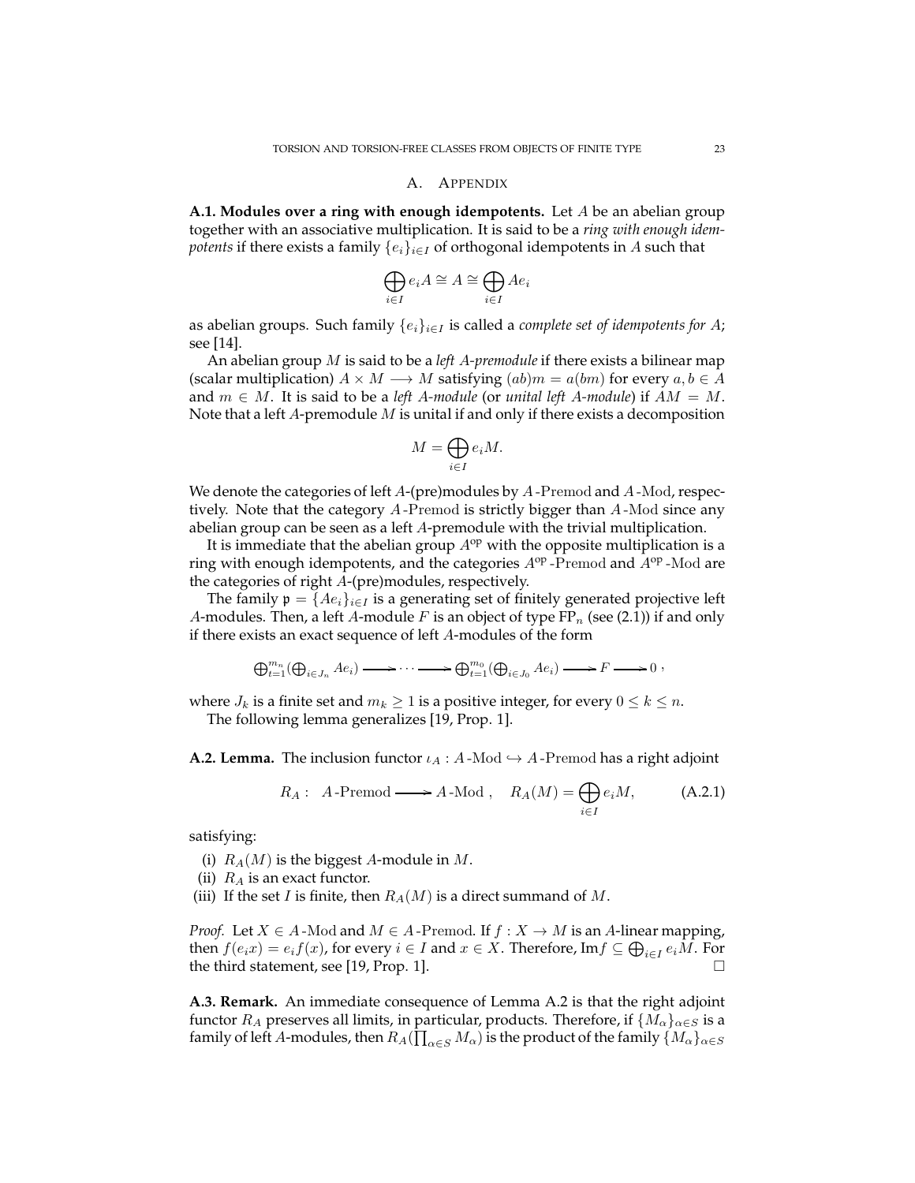## A. Appendix

**A.1. Modules over a ring with enough idempotents.** Let $A$ be an abelian group together with an associative multiplication. It is said to be a *ring with enough idempotents* if there exists a family $\{e_i\}_{i\in I}$ of orthogonal idempotents in $A$ such that

$$\bigoplus_{i\in I} e_iA \cong A \cong \bigoplus_{i\in I} Ae_i$$

as abelian groups. Such family $\{e_i\}_{i\in I}$ is called a *complete set of idempotents for* $A$; see [14].

An abelian group $M$ is said to be a *left $A$-premodule* if there exists a bilinear map (scalar multiplication) $A \times M \longrightarrow M$ satisfying $(ab)m = a(bm)$ for every $a, b \in A$ and $m \in M$. It is said to be a *left $A$-module* (or *unital left $A$-module*) if $AM = M$. Note that a left $A$-premodule $M$ is unital if and only if there exists a decomposition

$$M = \bigoplus_{i\in I} e_iM.$$

We denote the categories of left $A$-(pre)modules by $A\text{-Premod}$ and $A\text{-Mod}$, respectively. Note that the category $A\text{-Premod}$ is strictly bigger than $A\text{-Mod}$ since any abelian group can be seen as a left $A$-premodule with the trivial multiplication.

It is immediate that the abelian group $A^{\mathrm{op}}$ with the opposite multiplication is a ring with enough idempotents, and the categories $A^{\mathrm{op}}\text{-Premod}$ and $A^{\mathrm{op}}\text{-Mod}$ are the categories of right $A$-(pre)modules, respectively.

The family $\mathfrak{p} = \{Ae_i\}_{i\in I}$ is a generating set of finitely generated projective left $A$-modules. Then, a left $A$-module $F$ is an object of type $\mathrm{FP}_n$ (see (2.1)) if and only if there exists an exact sequence of left $A$-modules of the form

$$\bigoplus_{t=1}^{m_n}(\bigoplus_{i\in J_n} Ae_i) \longrightarrow \cdots \longrightarrow \bigoplus_{t=1}^{m_0}(\bigoplus_{i\in J_0} Ae_i) \longrightarrow F \longrightarrow 0\,,$$

where $J_k$ is a finite set and $m_k \geq 1$ is a positive integer, for every $0 \leq k \leq n$.

The following lemma generalizes [19, Prop. 1].

**A.2. Lemma.** The inclusion functor $\iota_A : A\text{-Mod} \hookrightarrow A\text{-Premod}$ has a right adjoint

$$R_A : \ A\text{-Premod} \longrightarrow A\text{-Mod}\,, \quad R_A(M) = \bigoplus_{i\in I} e_iM, \tag{A.2.1}$$

satisfying:

(i) $R_A(M)$ is the biggest $A$-module in $M$.
(ii) $R_A$ is an exact functor.
(iii) If the set $I$ is finite, then $R_A(M)$ is a direct summand of $M$.

*Proof.* Let $X \in A\text{-Mod}$ and $M \in A\text{-Premod}$. If $f : X \to M$ is an $A$-linear mapping, then $f(e_ix) = e_if(x)$, for every $i \in I$ and $x \in X$. Therefore, $\mathrm{Im} f \subseteq \bigoplus_{i\in I} e_iM$. For the third statement, see [19, Prop. 1]. □

**A.3. Remark.** An immediate consequence of Lemma A.2 is that the right adjoint functor $R_A$ preserves all limits, in particular, products. Therefore, if $\{M_\alpha\}_{\alpha\in S}$ is a family of left $A$-modules, then $R_A(\prod_{\alpha\in S} M_\alpha)$ is the product of the family $\{M_\alpha\}_{\alpha\in S}$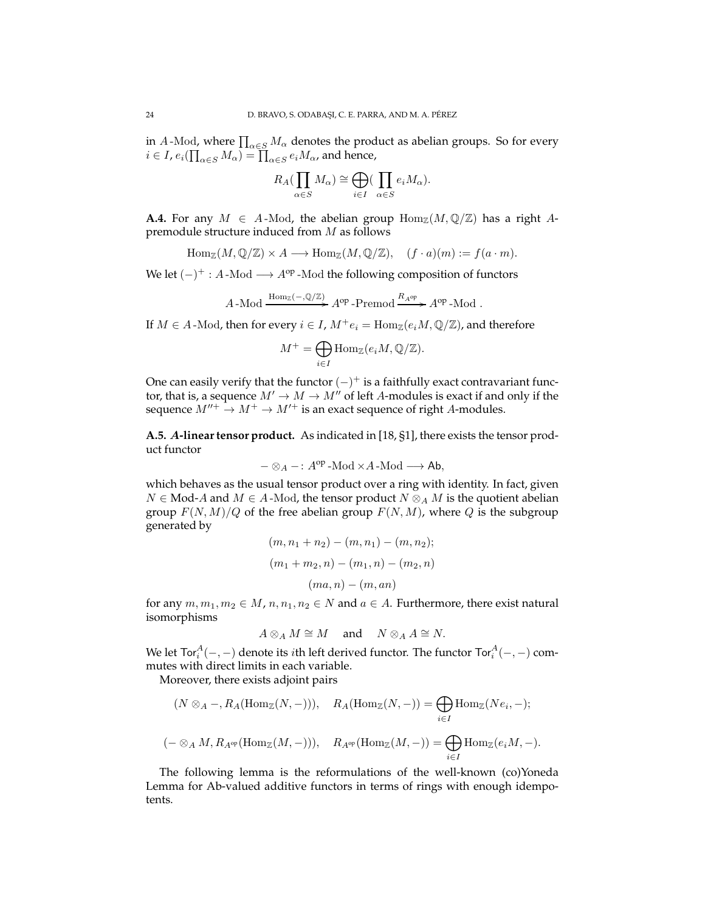in $A\text{-Mod}$, where $\prod_{\alpha \in S} M_\alpha$ denotes the product as abelian groups. So for every $i \in I$, $e_i(\prod_{\alpha \in S} M_\alpha) = \prod_{\alpha \in S} e_i M_\alpha$, and hence,

$$R_A(\prod_{\alpha \in S} M_\alpha) \cong \bigoplus_{i \in I}(\prod_{\alpha \in S} e_i M_\alpha).$$

**A.4.** For any $M \in A\text{-Mod}$, the abelian group $\mathrm{Hom}_{\mathbb{Z}}(M, \mathbb{Q}/\mathbb{Z})$ has a right $A$-premodule structure induced from $M$ as follows

$$\mathrm{Hom}_{\mathbb{Z}}(M, \mathbb{Q}/\mathbb{Z}) \times A \longrightarrow \mathrm{Hom}_{\mathbb{Z}}(M, \mathbb{Q}/\mathbb{Z}), \quad (f \cdot a)(m) := f(a \cdot m).$$

We let $(-)^+ : A\text{-Mod} \longrightarrow A^{\mathrm{op}}\text{-Mod}$ the following composition of functors

$$A\text{-Mod} \xrightarrow{\mathrm{Hom}_{\mathbb{Z}}(-, \mathbb{Q}/\mathbb{Z})} A^{\mathrm{op}}\text{-Premod} \xrightarrow{R_{A^{\mathrm{op}}}} A^{\mathrm{op}}\text{-Mod}.$$

If $M \in A\text{-Mod}$, then for every $i \in I$, $M^+ e_i = \mathrm{Hom}_{\mathbb{Z}}(e_i M, \mathbb{Q}/\mathbb{Z})$, and therefore

$$M^+ = \bigoplus_{i \in I} \mathrm{Hom}_{\mathbb{Z}}(e_i M, \mathbb{Q}/\mathbb{Z}).$$

One can easily verify that the functor $(-)^+$ is a faithfully exact contravariant functor, that is, a sequence $M' \to M \to M''$ of left $A$-modules is exact if and only if the sequence $M''^+ \to M^+ \to M'^+$ is an exact sequence of right $A$-modules.

**A.5. *A*-linear tensor product.** As indicated in [18, §1], there exists the tensor product functor

$$- \otimes_A - : A^{\mathrm{op}}\text{-Mod} \times A\text{-Mod} \longrightarrow \mathsf{Ab},$$

which behaves as the usual tensor product over a ring with identity. In fact, given $N \in \text{Mod-}A$ and $M \in A\text{-Mod}$, the tensor product $N \otimes_A M$ is the quotient abelian group $F(N, M)/Q$ of the free abelian group $F(N, M)$, where $Q$ is the subgroup generated by

$$(m, n_1 + n_2) - (m, n_1) - (m, n_2);$$

$$(m_1 + m_2, n) - (m_1, n) - (m_2, n)$$

$$(ma, n) - (m, an)$$

for any $m, m_1, m_2 \in M$, $n, n_1, n_2 \in N$ and $a \in A$. Furthermore, there exist natural isomorphisms

$$A \otimes_A M \cong M \quad \text{ and } \quad N \otimes_A A \cong N.$$

We let $\mathsf{Tor}_i^A(-,-)$ denote its $i$th left derived functor. The functor $\mathsf{Tor}_i^A(-,-)$ commutes with direct limits in each variable.

Moreover, there exists adjoint pairs

$$(N \otimes_A -, R_A(\mathrm{Hom}_{\mathbb{Z}}(N, -))), \quad R_A(\mathrm{Hom}_{\mathbb{Z}}(N, -)) = \bigoplus_{i \in I} \mathrm{Hom}_{\mathbb{Z}}(Ne_i, -);$$

$$(- \otimes_A M, R_{A^{\mathrm{op}}}(\mathrm{Hom}_{\mathbb{Z}}(M, -))), \quad R_{A^{\mathrm{op}}}(\mathrm{Hom}_{\mathbb{Z}}(M, -)) = \bigoplus_{i \in I} \mathrm{Hom}_{\mathbb{Z}}(e_i M, -).$$

The following lemma is the reformulations of the well-known (co)Yoneda Lemma for Ab-valued additive functors in terms of rings with enough idempotents.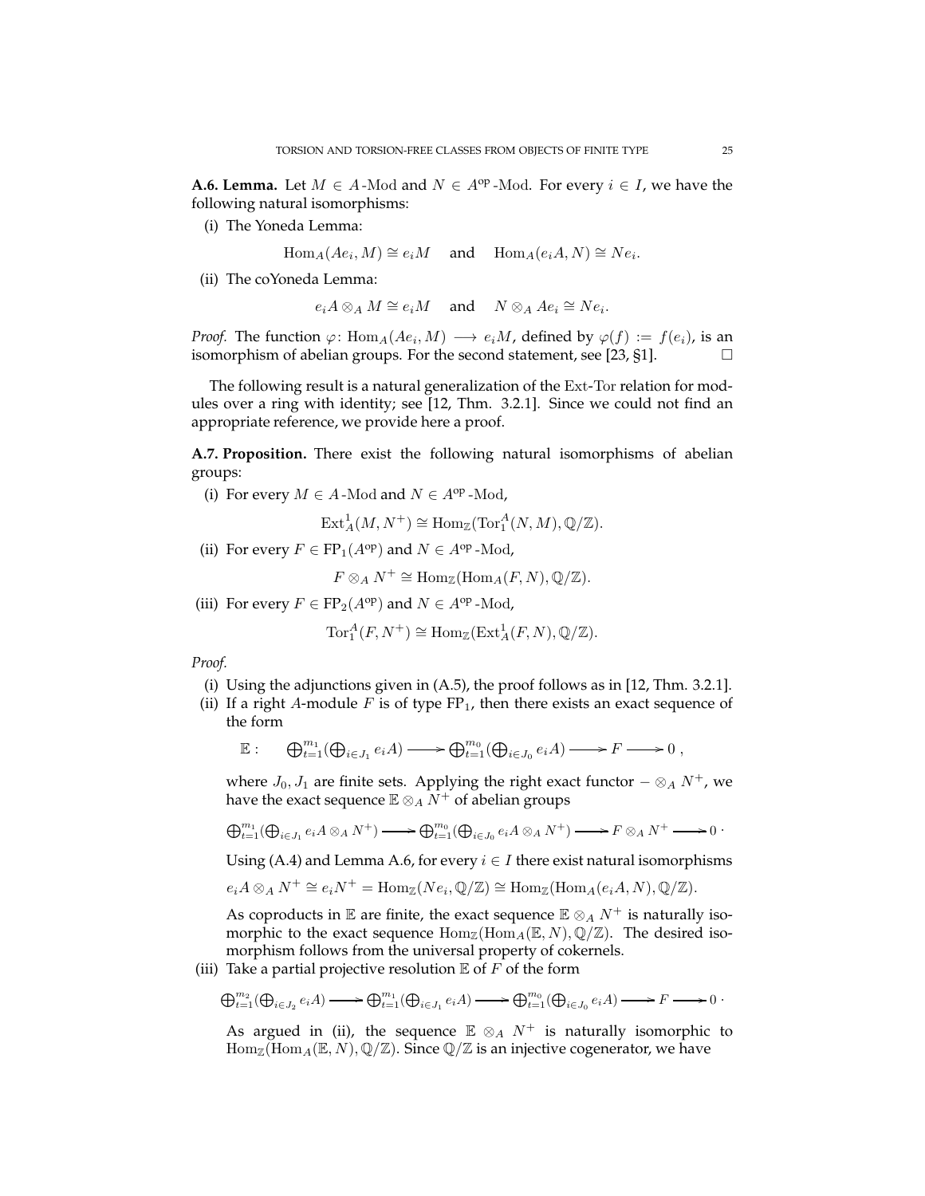**A.6. Lemma.** Let $M \in A\text{-Mod}$ and $N \in A^{\mathrm{op}}\text{-Mod}$. For every $i \in I$, we have the following natural isomorphisms:

(i) The Yoneda Lemma:

$$\mathrm{Hom}_A(Ae_i, M) \cong e_i M \quad \text{and} \quad \mathrm{Hom}_A(e_i A, N) \cong N e_i.$$

(ii) The coYoneda Lemma:

$$e_i A \otimes_A M \cong e_i M \quad \text{and} \quad N \otimes_A Ae_i \cong N e_i.$$

*Proof.* The function $\varphi\colon \mathrm{Hom}_A(Ae_i, M) \longrightarrow e_i M$, defined by $\varphi(f) := f(e_i)$, is an isomorphism of abelian groups. For the second statement, see [23, §1]. □

The following result is a natural generalization of the Ext-Tor relation for modules over a ring with identity; see [12, Thm. 3.2.1]. Since we could not find an appropriate reference, we provide here a proof.

**A.7. Proposition.** There exist the following natural isomorphisms of abelian groups:

(i) For every $M \in A\text{-Mod}$ and $N \in A^{\mathrm{op}}\text{-Mod}$,

$$\mathrm{Ext}^1_A(M, N^+) \cong \mathrm{Hom}_{\mathbb{Z}}(\mathrm{Tor}^A_1(N, M), \mathbb{Q}/\mathbb{Z}).$$

(ii) For every $F \in \mathrm{FP}_1(A^{\mathrm{op}})$ and $N \in A^{\mathrm{op}}\text{-Mod}$,

$$F \otimes_A N^+ \cong \mathrm{Hom}_{\mathbb{Z}}(\mathrm{Hom}_A(F, N), \mathbb{Q}/\mathbb{Z}).$$

(iii) For every $F \in \mathrm{FP}_2(A^{\mathrm{op}})$ and $N \in A^{\mathrm{op}}\text{-Mod}$,

$$\mathrm{Tor}^A_1(F, N^+) \cong \mathrm{Hom}_{\mathbb{Z}}(\mathrm{Ext}^1_A(F, N), \mathbb{Q}/\mathbb{Z}).$$

*Proof.*

(i) Using the adjunctions given in (A.5), the proof follows as in [12, Thm. 3.2.1].

(ii) If a right $A$-module $F$ is of type $\mathrm{FP}_1$, then there exists an exact sequence of the form

$$\mathbb{E}: \quad \bigoplus_{t=1}^{m_1}(\bigoplus_{i \in J_1} e_i A) \longrightarrow \bigoplus_{t=1}^{m_0}(\bigoplus_{i \in J_0} e_i A) \longrightarrow F \longrightarrow 0\ ,$$

where $J_0, J_1$ are finite sets. Applying the right exact functor $- \otimes_A N^+$, we have the exact sequence $\mathbb{E} \otimes_A N^+$ of abelian groups

$$\bigoplus_{t=1}^{m_1}(\bigoplus_{i \in J_1} e_i A \otimes_A N^+) \longrightarrow \bigoplus_{t=1}^{m_0}(\bigoplus_{i \in J_0} e_i A \otimes_A N^+) \longrightarrow F \otimes_A N^+ \longrightarrow 0\ .$$

Using (A.4) and Lemma A.6, for every $i \in I$ there exist natural isomorphisms

$$e_i A \otimes_A N^+ \cong e_i N^+ = \mathrm{Hom}_{\mathbb{Z}}(N e_i, \mathbb{Q}/\mathbb{Z}) \cong \mathrm{Hom}_{\mathbb{Z}}(\mathrm{Hom}_A(e_i A, N), \mathbb{Q}/\mathbb{Z}).$$

As coproducts in $\mathbb{E}$ are finite, the exact sequence $\mathbb{E} \otimes_A N^+$ is naturally isomorphic to the exact sequence $\mathrm{Hom}_{\mathbb{Z}}(\mathrm{Hom}_A(\mathbb{E}, N), \mathbb{Q}/\mathbb{Z})$. The desired isomorphism follows from the universal property of cokernels.

(iii) Take a partial projective resolution $\mathbb{E}$ of $F$ of the form

$$\bigoplus_{t=1}^{m_2}(\bigoplus_{i \in J_2} e_i A) \longrightarrow \bigoplus_{t=1}^{m_1}(\bigoplus_{i \in J_1} e_i A) \longrightarrow \bigoplus_{t=1}^{m_0}(\bigoplus_{i \in J_0} e_i A) \longrightarrow F \longrightarrow 0\ .$$

As argued in (ii), the sequence $\mathbb{E} \otimes_A N^+$ is naturally isomorphic to $\mathrm{Hom}_{\mathbb{Z}}(\mathrm{Hom}_A(\mathbb{E}, N), \mathbb{Q}/\mathbb{Z})$. Since $\mathbb{Q}/\mathbb{Z}$ is an injective cogenerator, we have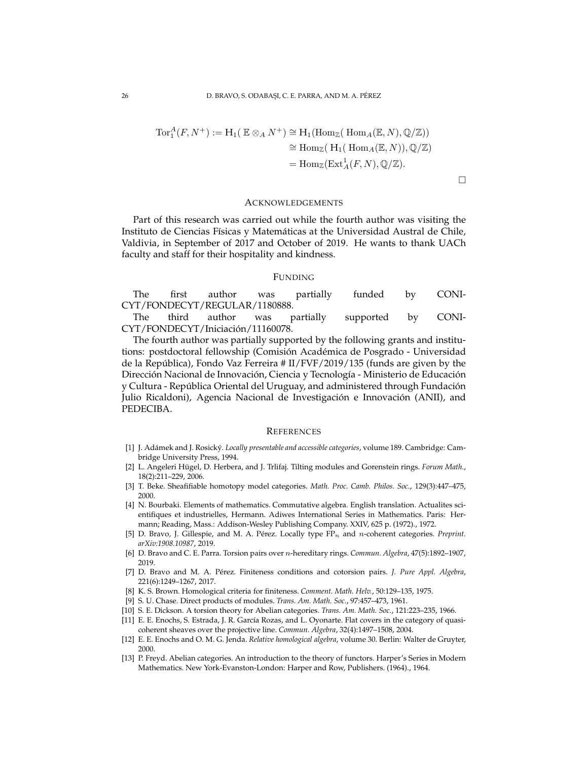$$
\begin{aligned}
\operatorname{Tor}_1^A(F, N^+) := \mathrm{H}_1(\,\mathbb{E} \otimes_A N^+) &\cong \mathrm{H}_1(\operatorname{Hom}_{\mathbb{Z}}(\,\operatorname{Hom}_A(\mathbb{E}, N), \mathbb{Q}/\mathbb{Z})) \\
&\cong \operatorname{Hom}_{\mathbb{Z}}(\,\mathrm{H}_1(\,\operatorname{Hom}_A(\mathbb{E}, N)), \mathbb{Q}/\mathbb{Z}) \\
&= \operatorname{Hom}_{\mathbb{Z}}(\operatorname{Ext}_A^1(F, N), \mathbb{Q}/\mathbb{Z}).
\end{aligned}
$$

□

## Acknowledgements

Part of this research was carried out while the fourth author was visiting the Instituto de Ciencias Físicas y Matemáticas at the Universidad Austral de Chile, Valdivia, in September of 2017 and October of 2019. He wants to thank UACh faculty and staff for their hospitality and kindness.

## Funding

The first author was partially funded by CONICYT/FONDECYT/REGULAR/1180888.

The third author was partially supported by CONICYT/FONDECYT/Iniciación/11160078.

The fourth author was partially supported by the following grants and institutions: postdoctoral fellowship (Comisión Académica de Posgrado - Universidad de la República), Fondo Vaz Ferreira # II/FVF/2019/135 (funds are given by the Dirección Nacional de Innovación, Ciencia y Tecnología - Ministerio de Educación y Cultura - República Oriental del Uruguay, and administered through Fundación Julio Ricaldoni), Agencia Nacional de Investigación e Innovación (ANII), and PEDECIBA.

## References

[1] J. Adámek and J. Rosický. *Locally presentable and accessible categories*, volume 189. Cambridge: Cambridge University Press, 1994.

[2] L. Angeleri Hügel, D. Herbera, and J. Trlifaj. Tilting modules and Gorenstein rings. *Forum Math.*, 18(2):211–229, 2006.

[3] T. Beke. Sheafifiable homotopy model categories. *Math. Proc. Camb. Philos. Soc.*, 129(3):447–475, 2000.

[4] N. Bourbaki. Elements of mathematics. Commutative algebra. English translation. Actualites scientifiques et industrielles, Hermann. Adiwes International Series in Mathematics. Paris: Hermann; Reading, Mass.: Addison-Wesley Publishing Company. XXIV, 625 p. (1972)., 1972.

[5] D. Bravo, J. Gillespie, and M. A. Pérez. Locally type $\mathrm{FP}_n$ and $n$-coherent categories. *Preprint. arXiv:1908.10987*, 2019.

[6] D. Bravo and C. E. Parra. Torsion pairs over $n$-hereditary rings. *Commun. Algebra*, 47(5):1892–1907, 2019.

[7] D. Bravo and M. A. Pérez. Finiteness conditions and cotorsion pairs. *J. Pure Appl. Algebra*, 221(6):1249–1267, 2017.

[8] K. S. Brown. Homological criteria for finiteness. *Comment. Math. Helv.*, 50:129–135, 1975.

[9] S. U. Chase. Direct products of modules. *Trans. Am. Math. Soc.*, 97:457–473, 1961.

[10] S. E. Dickson. A torsion theory for Abelian categories. *Trans. Am. Math. Soc.*, 121:223–235, 1966.

[11] E. E. Enochs, S. Estrada, J. R. García Rozas, and L. Oyonarte. Flat covers in the category of quasi-coherent sheaves over the projective line. *Commun. Algebra*, 32(4):1497–1508, 2004.

[12] E. E. Enochs and O. M. G. Jenda. *Relative homological algebra*, volume 30. Berlin: Walter de Gruyter, 2000.

[13] P. Freyd. Abelian categories. An introduction to the theory of functors. Harper's Series in Modern Mathematics. New York-Evanston-London: Harper and Row, Publishers. (1964)., 1964.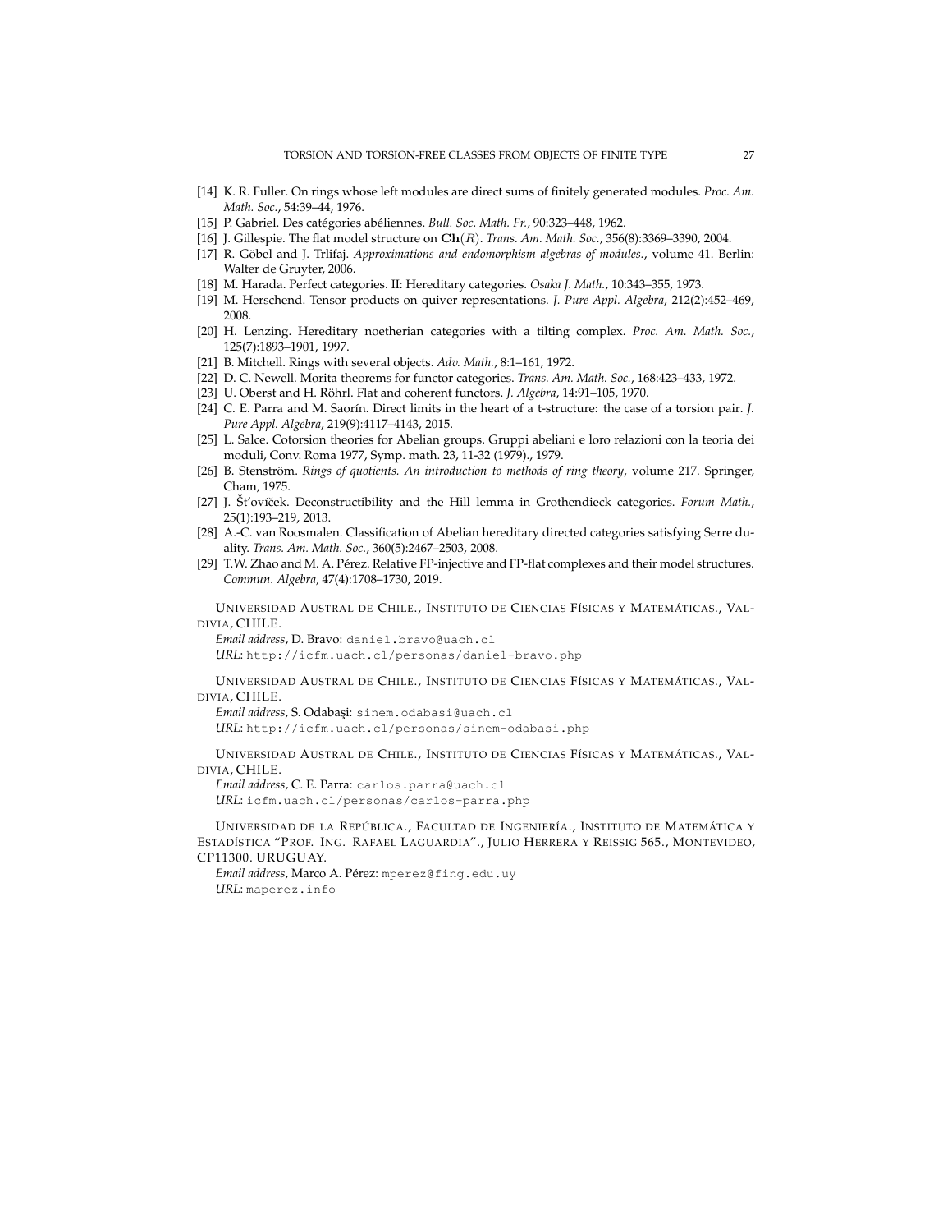[14] K. R. Fuller. On rings whose left modules are direct sums of finitely generated modules. *Proc. Am. Math. Soc.*, 54:39–44, 1976.

[15] P. Gabriel. Des catégories abéliennes. *Bull. Soc. Math. Fr.*, 90:323–448, 1962.

[16] J. Gillespie. The flat model structure on $\mathbf{Ch}(R)$. *Trans. Am. Math. Soc.*, 356(8):3369–3390, 2004.

[17] R. Göbel and J. Trlifaj. *Approximations and endomorphism algebras of modules.*, volume 41. Berlin: Walter de Gruyter, 2006.

[18] M. Harada. Perfect categories. II: Hereditary categories. *Osaka J. Math.*, 10:343–355, 1973.

[19] M. Herschend. Tensor products on quiver representations. *J. Pure Appl. Algebra*, 212(2):452–469, 2008.

[20] H. Lenzing. Hereditary noetherian categories with a tilting complex. *Proc. Am. Math. Soc.*, 125(7):1893–1901, 1997.

[21] B. Mitchell. Rings with several objects. *Adv. Math.*, 8:1–161, 1972.

[22] D. C. Newell. Morita theorems for functor categories. *Trans. Am. Math. Soc.*, 168:423–433, 1972.

[23] U. Oberst and H. Röhrl. Flat and coherent functors. *J. Algebra*, 14:91–105, 1970.

[24] C. E. Parra and M. Saorín. Direct limits in the heart of a t-structure: the case of a torsion pair. *J. Pure Appl. Algebra*, 219(9):4117–4143, 2015.

[25] L. Salce. Cotorsion theories for Abelian groups. Gruppi abeliani e loro relazioni con la teoria dei moduli, Conv. Roma 1977, Symp. math. 23, 11-32 (1979)., 1979.

[26] B. Stenström. *Rings of quotients. An introduction to methods of ring theory*, volume 217. Springer, Cham, 1975.

[27] J. Šťovíček. Deconstructibility and the Hill lemma in Grothendieck categories. *Forum Math.*, 25(1):193–219, 2013.

[28] A.-C. van Roosmalen. Classification of Abelian hereditary directed categories satisfying Serre duality. *Trans. Am. Math. Soc.*, 360(5):2467–2503, 2008.

[29] T.W. Zhao and M. A. Pérez. Relative FP-injective and FP-flat complexes and their model structures. *Commun. Algebra*, 47(4):1708–1730, 2019.

UNIVERSIDAD AUSTRAL DE CHILE., INSTITUTO DE CIENCIAS FÍSICAS Y MATEMÁTICAS., VALDIVIA, CHILE.

*Email address*, D. Bravo: daniel.bravo@uach.cl

*URL*: http://icfm.uach.cl/personas/daniel-bravo.php

UNIVERSIDAD AUSTRAL DE CHILE., INSTITUTO DE CIENCIAS FÍSICAS Y MATEMÁTICAS., VALDIVIA, CHILE.

*Email address*, S. Odabaşi: sinem.odabasi@uach.cl

*URL*: http://icfm.uach.cl/personas/sinem-odabasi.php

UNIVERSIDAD AUSTRAL DE CHILE., INSTITUTO DE CIENCIAS FÍSICAS Y MATEMÁTICAS., VALDIVIA, CHILE.

*Email address*, C. E. Parra: carlos.parra@uach.cl

*URL*: icfm.uach.cl/personas/carlos-parra.php

UNIVERSIDAD DE LA REPÚBLICA., FACULTAD DE INGENIERÍA., INSTITUTO DE MATEMÁTICA Y ESTADÍSTICA "PROF. ING. RAFAEL LAGUARDIA"., JULIO HERRERA Y REISSIG 565., MONTEVIDEO, CP11300. URUGUAY.

*Email address*, Marco A. Pérez: mperez@fing.edu.uy

*URL*: maperez.info